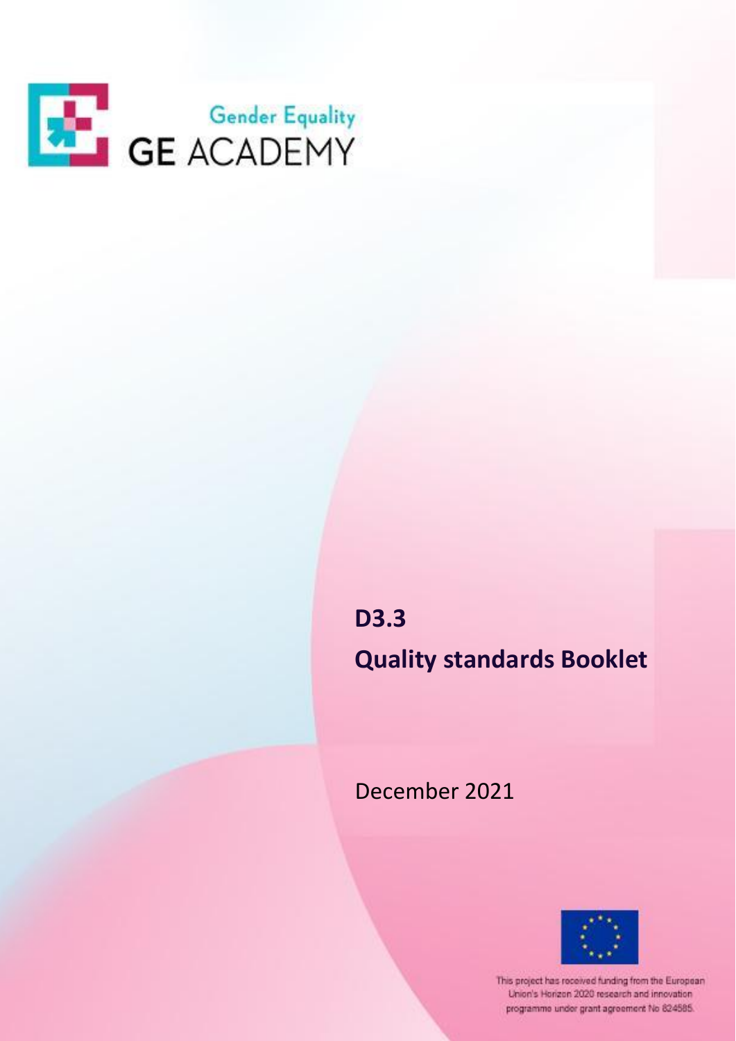Gender Equality

GE ACADEMY

# D3.3

# Quality standards Booklet

December 2021

This project has received funding from the European Union's Horizon 2020 research and innovation programme under grant agreement No 824585.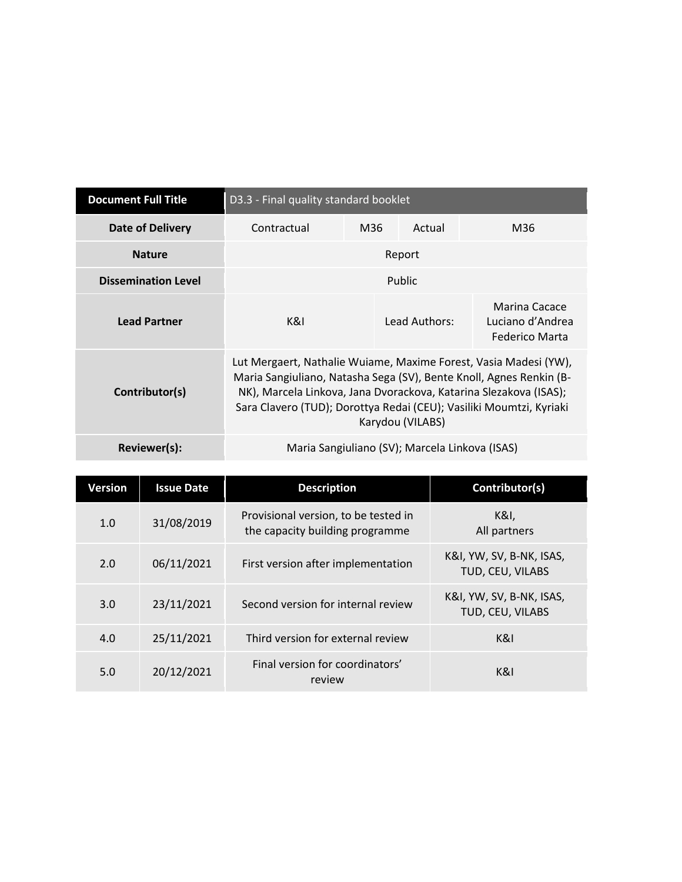| Document Full Title | D3.3 - Final quality standard booklet | | | |
|---|---|---|---|---|
| Date of Delivery | Contractual | M36 | Actual | M36 |
| Nature | Report | | | |
| Dissemination Level | Public | | | |
| Lead Partner | K&I | | Lead Authors: | Marina Cacace Luciano d'Andrea Federico Marta |
| Contributor(s) | Lut Mergaert, Nathalie Wuiame, Maxime Forest, Vasia Madesi (YW), Maria Sangiuliano, Natasha Sega (SV), Bente Knoll, Agnes Renkin (B-NK), Marcela Linkova, Jana Dvorackova, Katarina Slezakova (ISAS); Sara Clavero (TUD); Dorottya Redai (CEU); Vasiliki Moumtzi, Kyriaki Karydou (VILABS) | | | |
| Reviewer(s): | Maria Sangiuliano (SV); Marcela Linkova (ISAS) | | | |

| Version | Issue Date | Description | Contributor(s) |
|---|---|---|---|
| 1.0 | 31/08/2019 | Provisional version, to be tested in the capacity building programme | K&I, All partners |
| 2.0 | 06/11/2021 | First version after implementation | K&I, YW, SV, B-NK, ISAS, TUD, CEU, VILABS |
| 3.0 | 23/11/2021 | Second version for internal review | K&I, YW, SV, B-NK, ISAS, TUD, CEU, VILABS |
| 4.0 | 25/11/2021 | Third version for external review | K&I |
| 5.0 | 20/12/2021 | Final version for coordinators' review | K&I |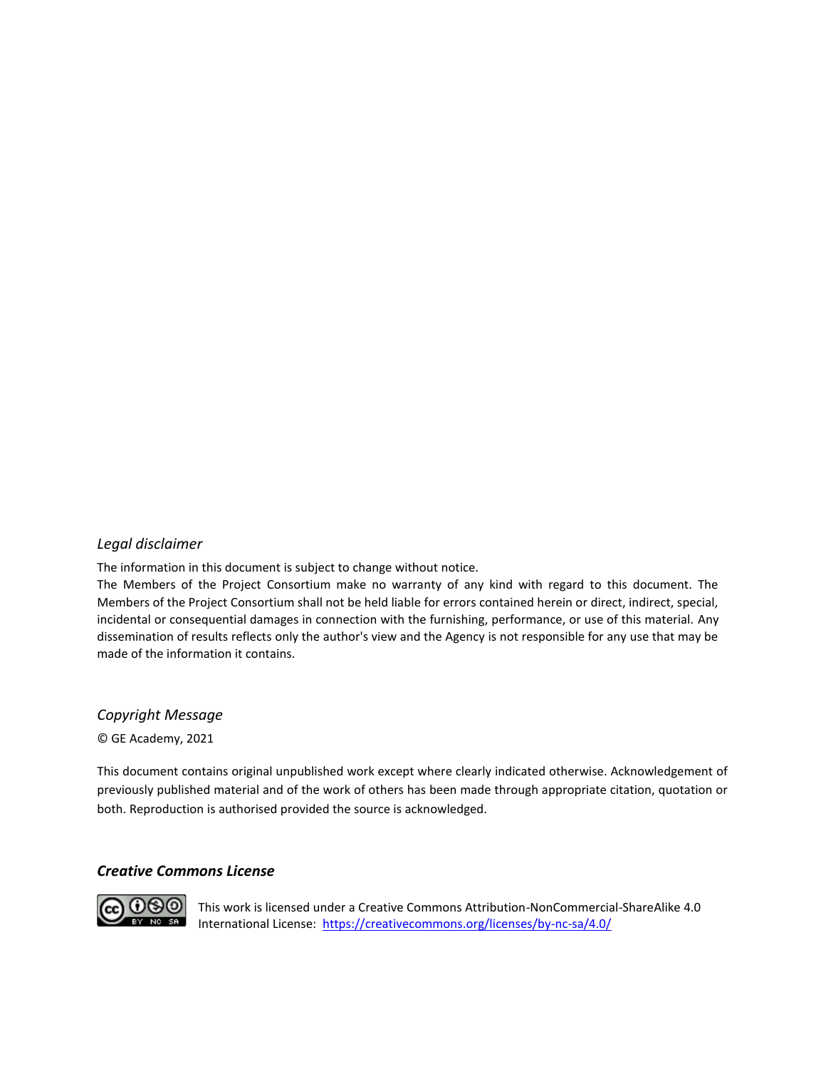*Legal disclaimer*

The information in this document is subject to change without notice.
The Members of the Project Consortium make no warranty of any kind with regard to this document. The Members of the Project Consortium shall not be held liable for errors contained herein or direct, indirect, special, incidental or consequential damages in connection with the furnishing, performance, or use of this material. Any dissemination of results reflects only the author's view and the Agency is not responsible for any use that may be made of the information it contains.

*Copyright Message*

© GE Academy, 2021

This document contains original unpublished work except where clearly indicated otherwise. Acknowledgement of previously published material and of the work of others has been made through appropriate citation, quotation or both. Reproduction is authorised provided the source is acknowledged.

***Creative Commons License***

This work is licensed under a Creative Commons Attribution-NonCommercial-ShareAlike 4.0 International License: https://creativecommons.org/licenses/by-nc-sa/4.0/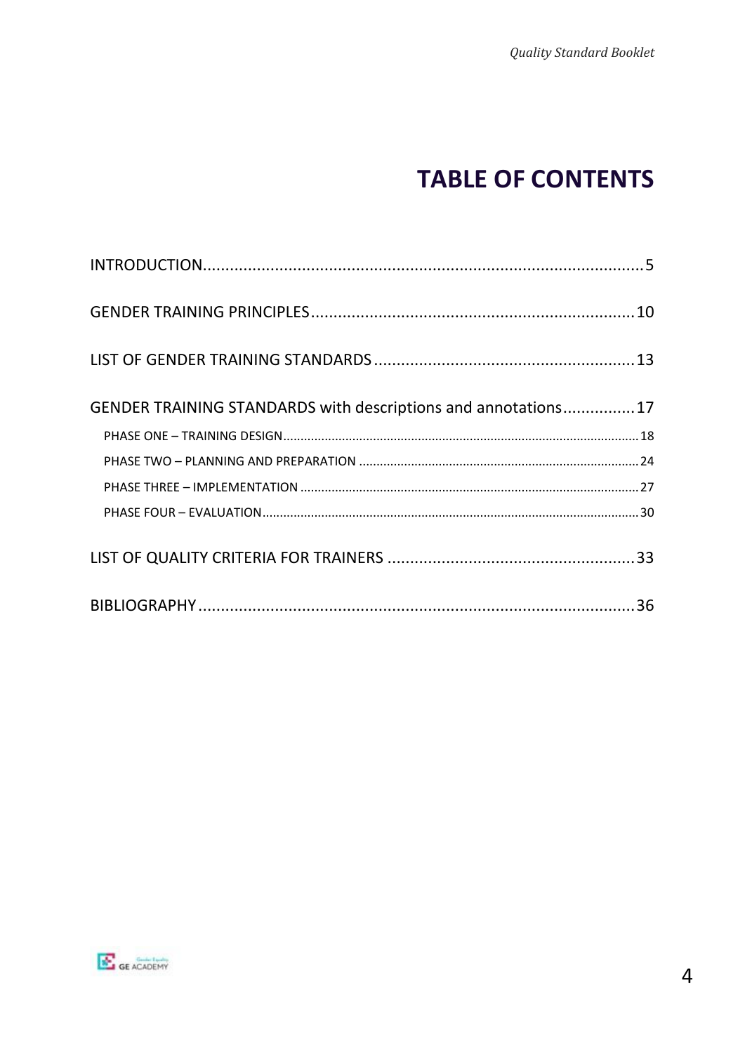# TABLE OF CONTENTS

INTRODUCTION .......... 5

GENDER TRAINING PRINCIPLES .......... 10

LIST OF GENDER TRAINING STANDARDS .......... 13

GENDER TRAINING STANDARDS with descriptions and annotations .......... 17

- PHASE ONE – TRAINING DESIGN .......... 18
- PHASE TWO – PLANNING AND PREPARATION .......... 24
- PHASE THREE – IMPLEMENTATION .......... 27
- PHASE FOUR – EVALUATION .......... 30

LIST OF QUALITY CRITERIA FOR TRAINERS .......... 33

BIBLIOGRAPHY .......... 36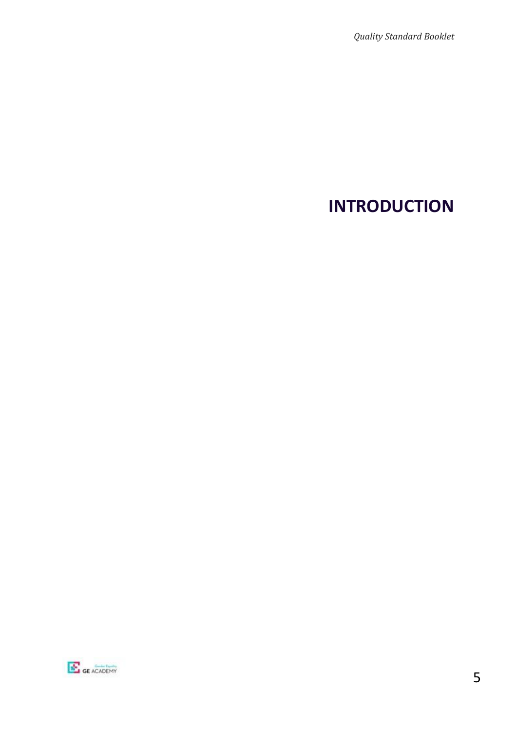# INTRODUCTION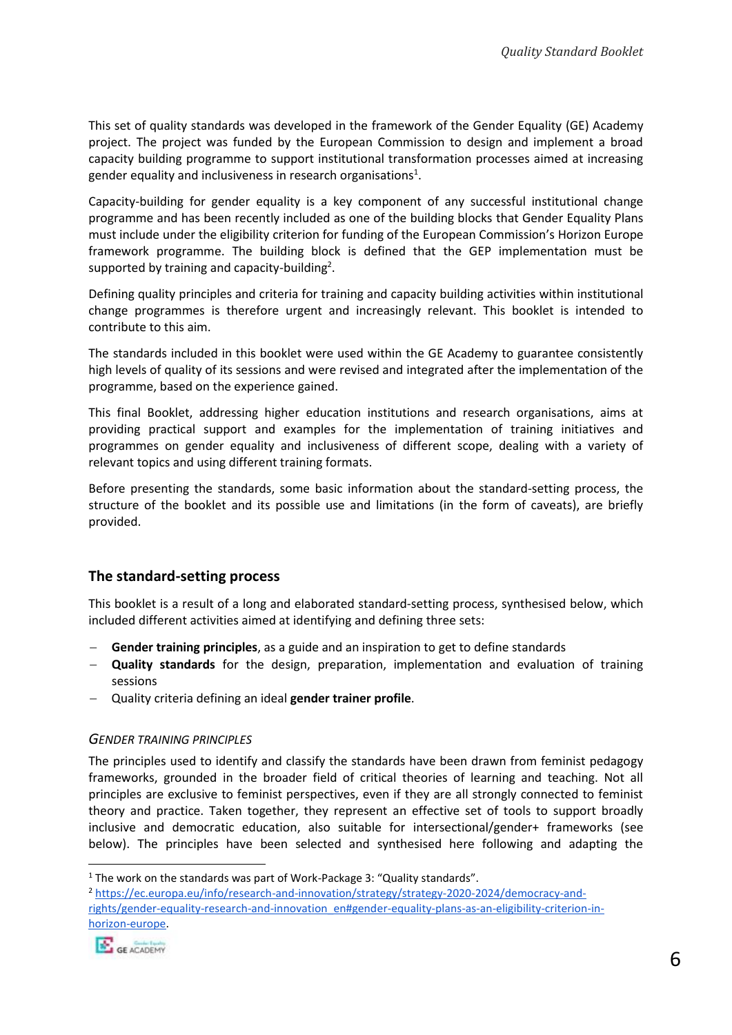This set of quality standards was developed in the framework of the Gender Equality (GE) Academy project. The project was funded by the European Commission to design and implement a broad capacity building programme to support institutional transformation processes aimed at increasing gender equality and inclusiveness in research organisations[1].

Capacity-building for gender equality is a key component of any successful institutional change programme and has been recently included as one of the building blocks that Gender Equality Plans must include under the eligibility criterion for funding of the European Commission's Horizon Europe framework programme. The building block is defined that the GEP implementation must be supported by training and capacity-building[2].

Defining quality principles and criteria for training and capacity building activities within institutional change programmes is therefore urgent and increasingly relevant. This booklet is intended to contribute to this aim.

The standards included in this booklet were used within the GE Academy to guarantee consistently high levels of quality of its sessions and were revised and integrated after the implementation of the programme, based on the experience gained.

This final Booklet, addressing higher education institutions and research organisations, aims at providing practical support and examples for the implementation of training initiatives and programmes on gender equality and inclusiveness of different scope, dealing with a variety of relevant topics and using different training formats.

Before presenting the standards, some basic information about the standard-setting process, the structure of the booklet and its possible use and limitations (in the form of caveats), are briefly provided.

## The standard-setting process

This booklet is a result of a long and elaborated standard-setting process, synthesised below, which included different activities aimed at identifying and defining three sets:

- **Gender training principles**, as a guide and an inspiration to get to define standards
- **Quality standards** for the design, preparation, implementation and evaluation of training sessions
- Quality criteria defining an ideal **gender trainer profile**.

### *Gender training principles*

The principles used to identify and classify the standards have been drawn from feminist pedagogy frameworks, grounded in the broader field of critical theories of learning and teaching. Not all principles are exclusive to feminist perspectives, even if they are all strongly connected to feminist theory and practice. Taken together, they represent an effective set of tools to support broadly inclusive and democratic education, also suitable for intersectional/gender+ frameworks (see below). The principles have been selected and synthesised here following and adapting the

---

[1] The work on the standards was part of Work-Package 3: "Quality standards".

[2] https://ec.europa.eu/info/research-and-innovation/strategy/strategy-2020-2024/democracy-and-rights/gender-equality-research-and-innovation_en#gender-equality-plans-as-an-eligibility-criterion-in-horizon-europe.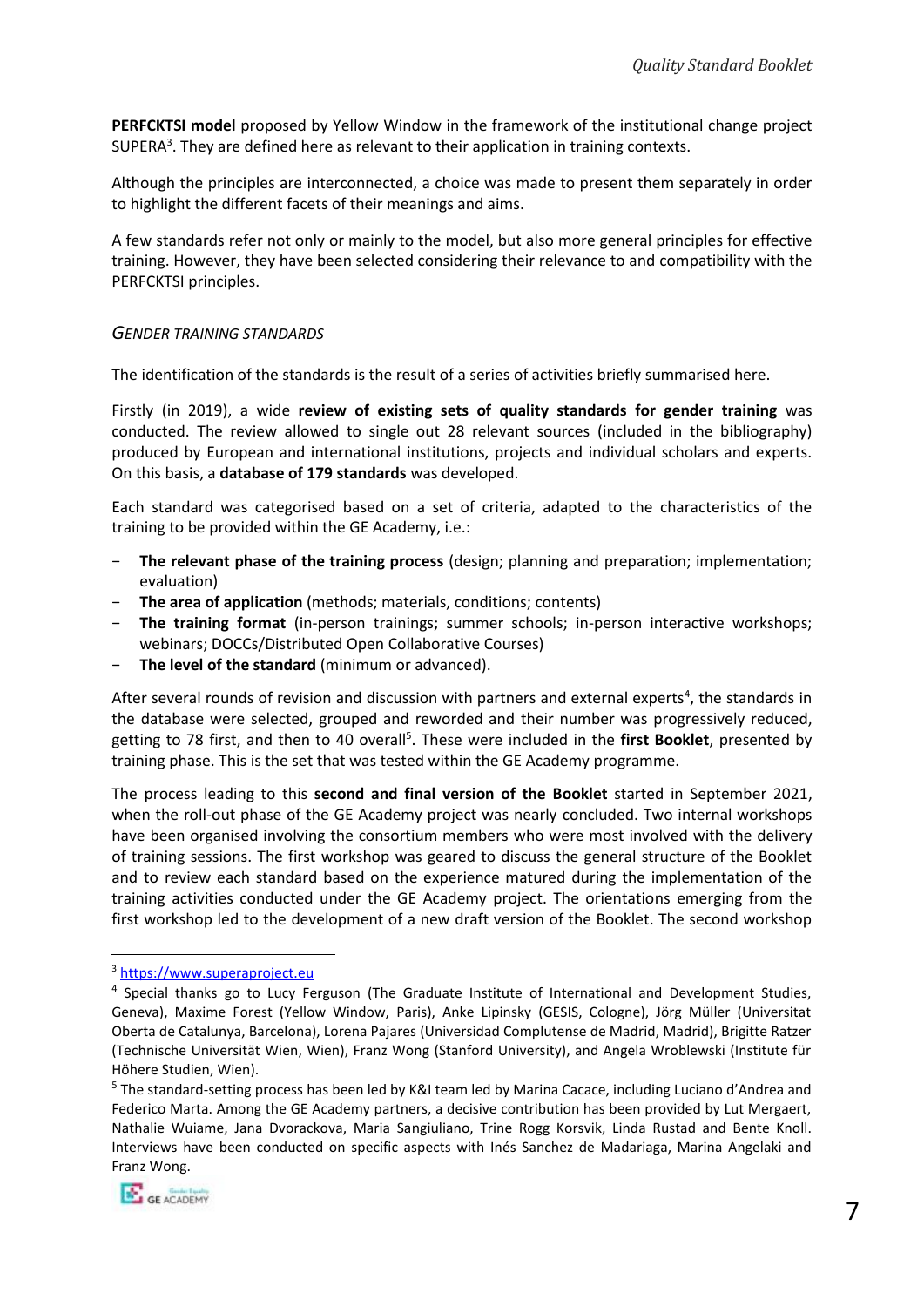**PERFCKTSI model** proposed by Yellow Window in the framework of the institutional change project SUPERA[3]. They are defined here as relevant to their application in training contexts.

Although the principles are interconnected, a choice was made to present them separately in order to highlight the different facets of their meanings and aims.

A few standards refer not only or mainly to the model, but also more general principles for effective training. However, they have been selected considering their relevance to and compatibility with the PERFCKTSI principles.

### *GENDER TRAINING STANDARDS*

The identification of the standards is the result of a series of activities briefly summarised here.

Firstly (in 2019), a wide **review of existing sets of quality standards for gender training** was conducted. The review allowed to single out 28 relevant sources (included in the bibliography) produced by European and international institutions, projects and individual scholars and experts. On this basis, a **database of 179 standards** was developed.

Each standard was categorised based on a set of criteria, adapted to the characteristics of the training to be provided within the GE Academy, i.e.:

- **The relevant phase of the training process** (design; planning and preparation; implementation; evaluation)
- **The area of application** (methods; materials, conditions; contents)
- **The training format** (in-person trainings; summer schools; in-person interactive workshops; webinars; DOCCs/Distributed Open Collaborative Courses)
- **The level of the standard** (minimum or advanced).

After several rounds of revision and discussion with partners and external experts[4], the standards in the database were selected, grouped and reworded and their number was progressively reduced, getting to 78 first, and then to 40 overall[5]. These were included in the **first Booklet**, presented by training phase. This is the set that was tested within the GE Academy programme.

The process leading to this **second and final version of the Booklet** started in September 2021, when the roll-out phase of the GE Academy project was nearly concluded. Two internal workshops have been organised involving the consortium members who were most involved with the delivery of training sessions. The first workshop was geared to discuss the general structure of the Booklet and to review each standard based on the experience matured during the implementation of the training activities conducted under the GE Academy project. The orientations emerging from the first workshop led to the development of a new draft version of the Booklet. The second workshop

---

[3] https://www.superaproject.eu

[4] Special thanks go to Lucy Ferguson (The Graduate Institute of International and Development Studies, Geneva), Maxime Forest (Yellow Window, Paris), Anke Lipinsky (GESIS, Cologne), Jörg Müller (Universitat Oberta de Catalunya, Barcelona), Lorena Pajares (Universidad Complutense de Madrid, Madrid), Brigitte Ratzer (Technische Universität Wien, Wien), Franz Wong (Stanford University), and Angela Wroblewski (Institute für Höhere Studien, Wien).

[5] The standard-setting process has been led by K&I team led by Marina Cacace, including Luciano d'Andrea and Federico Marta. Among the GE Academy partners, a decisive contribution has been provided by Lut Mergaert, Nathalie Wuiame, Jana Dvorackova, Maria Sangiuliano, Trine Rogg Korsvik, Linda Rustad and Bente Knoll. Interviews have been conducted on specific aspects with Inés Sanchez de Madariaga, Marina Angelaki and Franz Wong.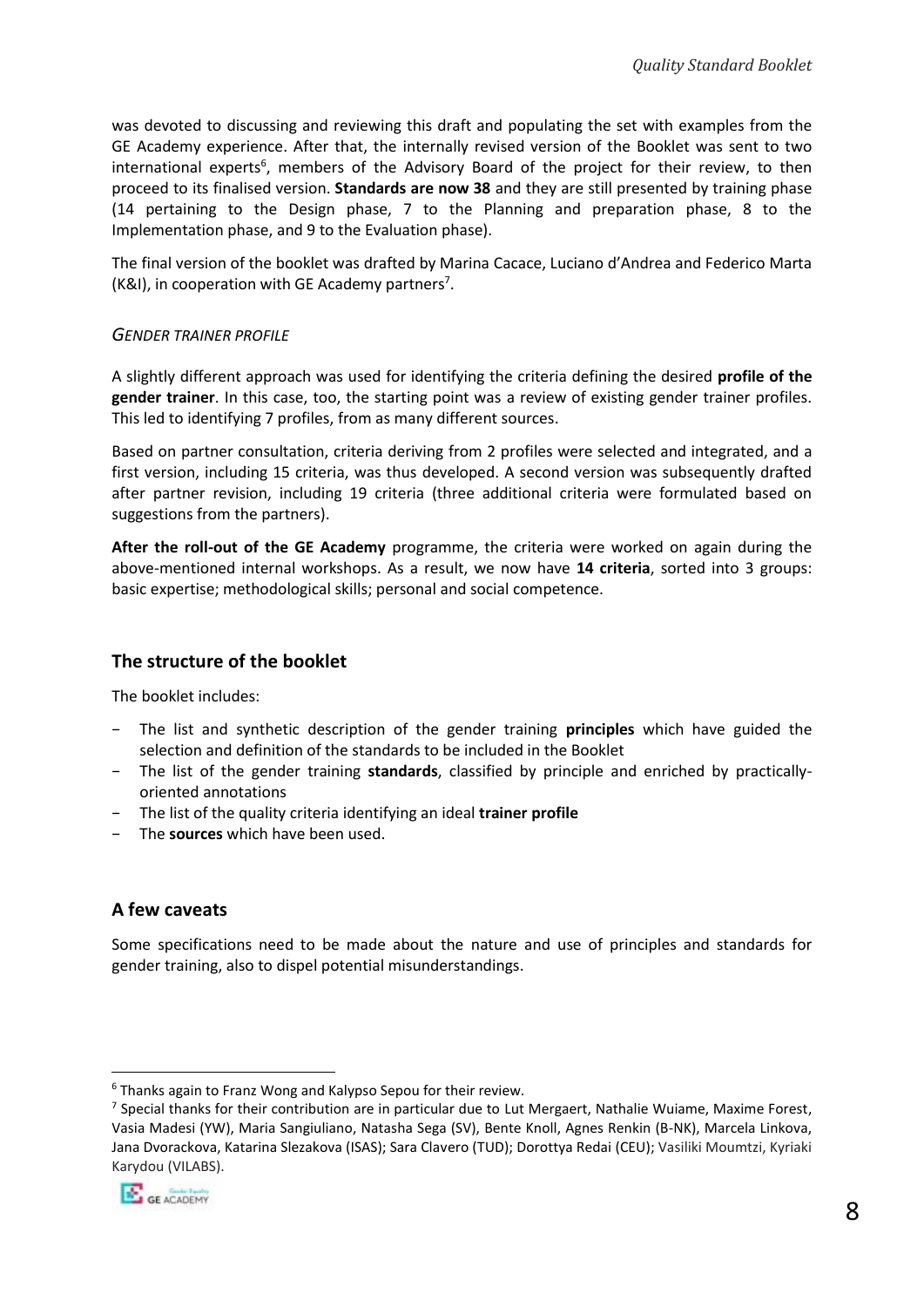was devoted to discussing and reviewing this draft and populating the set with examples from the GE Academy experience. After that, the internally revised version of the Booklet was sent to two international experts[6], members of the Advisory Board of the project for their review, to then proceed to its finalised version. **Standards are now 38** and they are still presented by training phase (14 pertaining to the Design phase, 7 to the Planning and preparation phase, 8 to the Implementation phase, and 9 to the Evaluation phase).

The final version of the booklet was drafted by Marina Cacace, Luciano d'Andrea and Federico Marta (K&I), in cooperation with GE Academy partners[7].

*GENDER TRAINER PROFILE*

A slightly different approach was used for identifying the criteria defining the desired **profile of the gender trainer**. In this case, too, the starting point was a review of existing gender trainer profiles. This led to identifying 7 profiles, from as many different sources.

Based on partner consultation, criteria deriving from 2 profiles were selected and integrated, and a first version, including 15 criteria, was thus developed. A second version was subsequently drafted after partner revision, including 19 criteria (three additional criteria were formulated based on suggestions from the partners).

**After the roll-out of the GE Academy** programme, the criteria were worked on again during the above-mentioned internal workshops. As a result, we now have **14 criteria**, sorted into 3 groups: basic expertise; methodological skills; personal and social competence.

## The structure of the booklet

The booklet includes:

- The list and synthetic description of the gender training **principles** which have guided the selection and definition of the standards to be included in the Booklet
- The list of the gender training **standards**, classified by principle and enriched by practically-oriented annotations
- The list of the quality criteria identifying an ideal **trainer profile**
- The **sources** which have been used.

## A few caveats

Some specifications need to be made about the nature and use of principles and standards for gender training, also to dispel potential misunderstandings.

---

[6] Thanks again to Franz Wong and Kalypso Sepou for their review.

[7] Special thanks for their contribution are in particular due to Lut Mergaert, Nathalie Wuiame, Maxime Forest, Vasia Madesi (YW), Maria Sangiuliano, Natasha Sega (SV), Bente Knoll, Agnes Renkin (B-NK), Marcela Linkova, Jana Dvorackova, Katarina Slezakova (ISAS); Sara Clavero (TUD); Dorottya Redai (CEU); Vasiliki Moumtzi, Kyriaki Karydou (VILABS).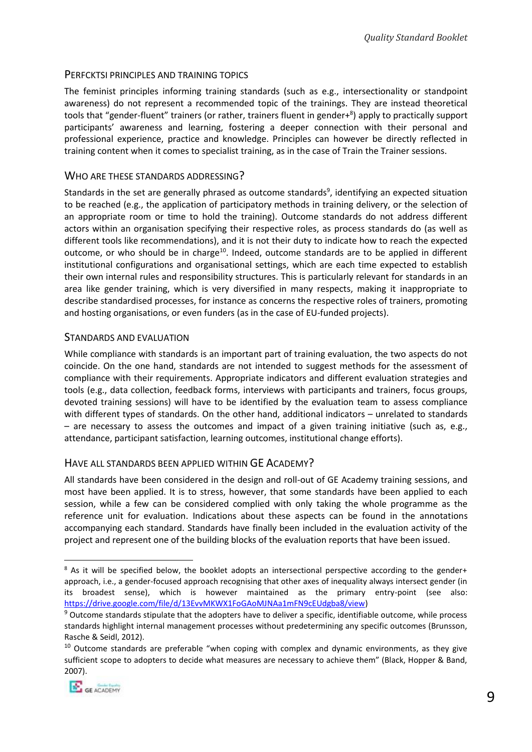## PERFCKTSI PRINCIPLES AND TRAINING TOPICS

The feminist principles informing training standards (such as e.g., intersectionality or standpoint awareness) do not represent a recommended topic of the trainings. They are instead theoretical tools that "gender-fluent" trainers (or rather, trainers fluent in gender+[8]) apply to practically support participants' awareness and learning, fostering a deeper connection with their personal and professional experience, practice and knowledge. Principles can however be directly reflected in training content when it comes to specialist training, as in the case of Train the Trainer sessions.

## WHO ARE THESE STANDARDS ADDRESSING?

Standards in the set are generally phrased as outcome standards[9], identifying an expected situation to be reached (e.g., the application of participatory methods in training delivery, or the selection of an appropriate room or time to hold the training). Outcome standards do not address different actors within an organisation specifying their respective roles, as process standards do (as well as different tools like recommendations), and it is not their duty to indicate how to reach the expected outcome, or who should be in charge[10]. Indeed, outcome standards are to be applied in different institutional configurations and organisational settings, which are each time expected to establish their own internal rules and responsibility structures. This is particularly relevant for standards in an area like gender training, which is very diversified in many respects, making it inappropriate to describe standardised processes, for instance as concerns the respective roles of trainers, promoting and hosting organisations, or even funders (as in the case of EU-funded projects).

## STANDARDS AND EVALUATION

While compliance with standards is an important part of training evaluation, the two aspects do not coincide. On the one hand, standards are not intended to suggest methods for the assessment of compliance with their requirements. Appropriate indicators and different evaluation strategies and tools (e.g., data collection, feedback forms, interviews with participants and trainers, focus groups, devoted training sessions) will have to be identified by the evaluation team to assess compliance with different types of standards. On the other hand, additional indicators – unrelated to standards – are necessary to assess the outcomes and impact of a given training initiative (such as, e.g., attendance, participant satisfaction, learning outcomes, institutional change efforts).

## HAVE ALL STANDARDS BEEN APPLIED WITHIN GE ACADEMY?

All standards have been considered in the design and roll-out of GE Academy training sessions, and most have been applied. It is to stress, however, that some standards have been applied to each session, while a few can be considered complied with only taking the whole programme as the reference unit for evaluation. Indications about these aspects can be found in the annotations accompanying each standard. Standards have finally been included in the evaluation activity of the project and represent one of the building blocks of the evaluation reports that have been issued.

---

[8] As it will be specified below, the booklet adopts an intersectional perspective according to the gender+ approach, i.e., a gender-focused approach recognising that other axes of inequality always intersect gender (in its broadest sense), which is however maintained as the primary entry-point (see also: https://drive.google.com/file/d/13EvvMKWX1FoGAoMJNAa1mFN9cEUdgba8/view)

[9] Outcome standards stipulate that the adopters have to deliver a specific, identifiable outcome, while process standards highlight internal management processes without predetermining any specific outcomes (Brunsson, Rasche & Seidl, 2012).

[10] Outcome standards are preferable "when coping with complex and dynamic environments, as they give sufficient scope to adopters to decide what measures are necessary to achieve them" (Black, Hopper & Band, 2007).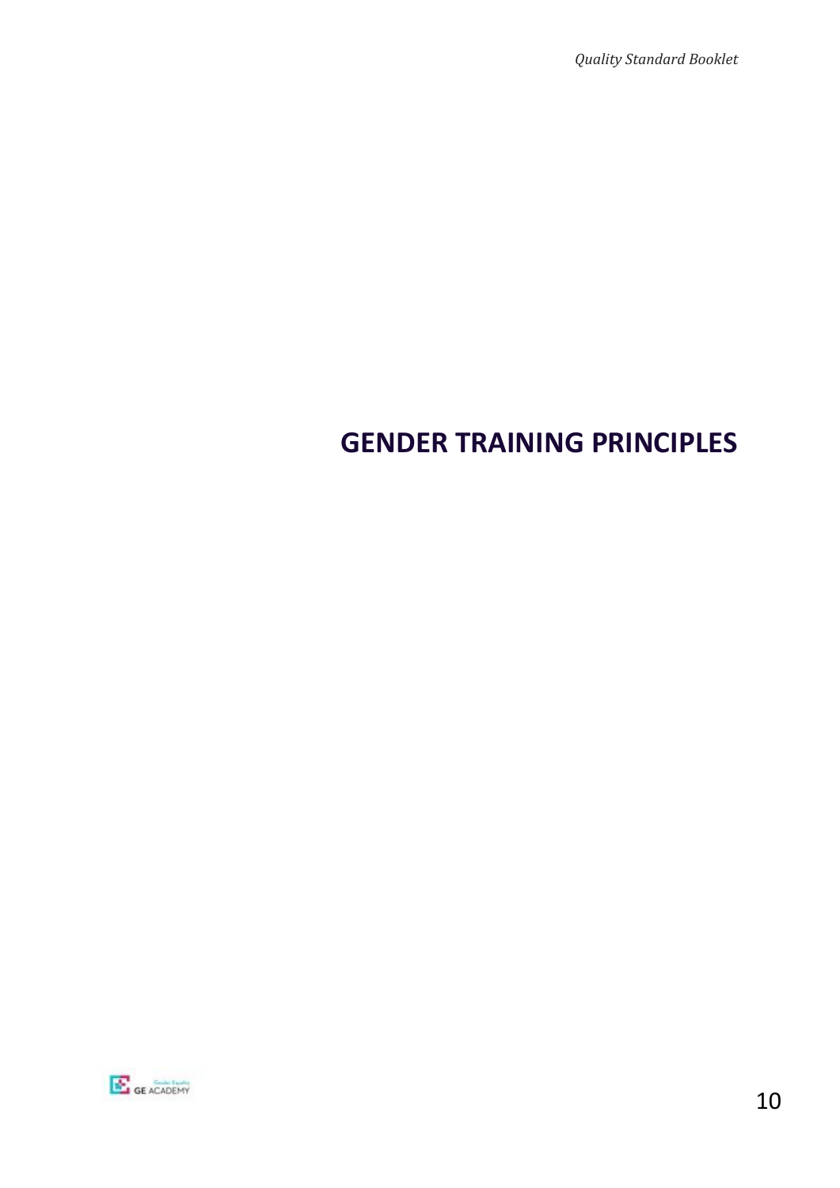# GENDER TRAINING PRINCIPLES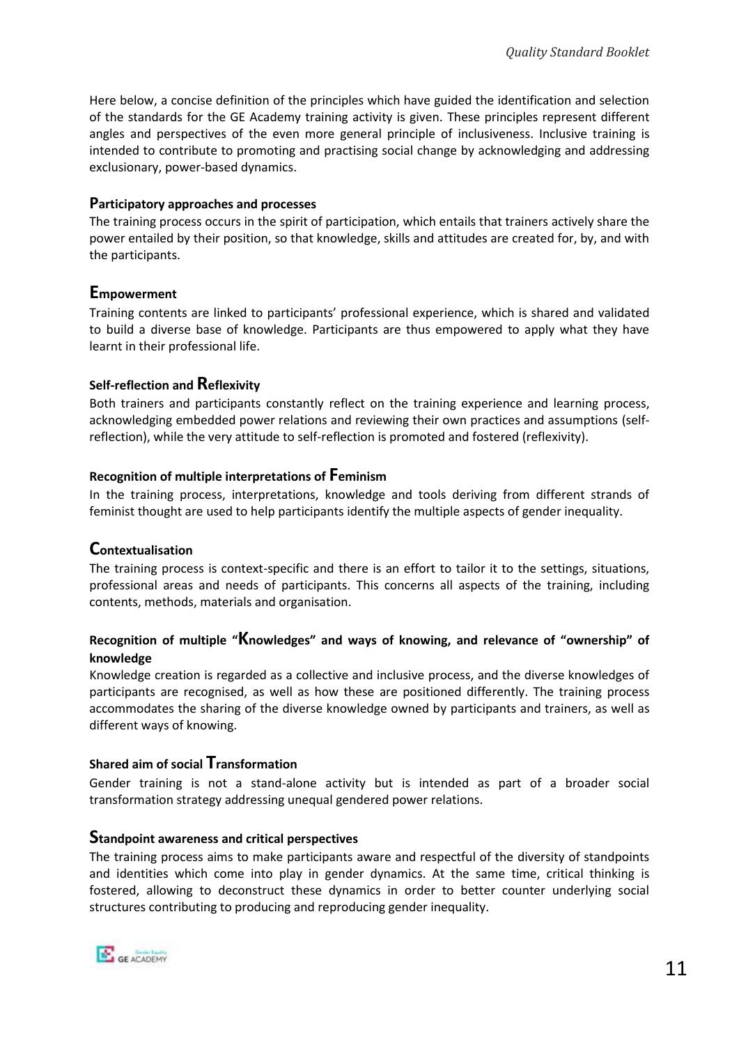Here below, a concise definition of the principles which have guided the identification and selection of the standards for the GE Academy training activity is given. These principles represent different angles and perspectives of the even more general principle of inclusiveness. Inclusive training is intended to contribute to promoting and practising social change by acknowledging and addressing exclusionary, power-based dynamics.

### Participatory approaches and processes

The training process occurs in the spirit of participation, which entails that trainers actively share the power entailed by their position, so that knowledge, skills and attitudes are created for, by, and with the participants.

### Empowerment

Training contents are linked to participants' professional experience, which is shared and validated to build a diverse base of knowledge. Participants are thus empowered to apply what they have learnt in their professional life.

### Self-reflection and Reflexivity

Both trainers and participants constantly reflect on the training experience and learning process, acknowledging embedded power relations and reviewing their own practices and assumptions (self-reflection), while the very attitude to self-reflection is promoted and fostered (reflexivity).

### Recognition of multiple interpretations of Feminism

In the training process, interpretations, knowledge and tools deriving from different strands of feminist thought are used to help participants identify the multiple aspects of gender inequality.

### Contextualisation

The training process is context-specific and there is an effort to tailor it to the settings, situations, professional areas and needs of participants. This concerns all aspects of the training, including contents, methods, materials and organisation.

### Recognition of multiple "Knowledges" and ways of knowing, and relevance of "ownership" of knowledge

Knowledge creation is regarded as a collective and inclusive process, and the diverse knowledges of participants are recognised, as well as how these are positioned differently. The training process accommodates the sharing of the diverse knowledge owned by participants and trainers, as well as different ways of knowing.

### Shared aim of social Transformation

Gender training is not a stand-alone activity but is intended as part of a broader social transformation strategy addressing unequal gendered power relations.

### Standpoint awareness and critical perspectives

The training process aims to make participants aware and respectful of the diversity of standpoints and identities which come into play in gender dynamics. At the same time, critical thinking is fostered, allowing to deconstruct these dynamics in order to better counter underlying social structures contributing to producing and reproducing gender inequality.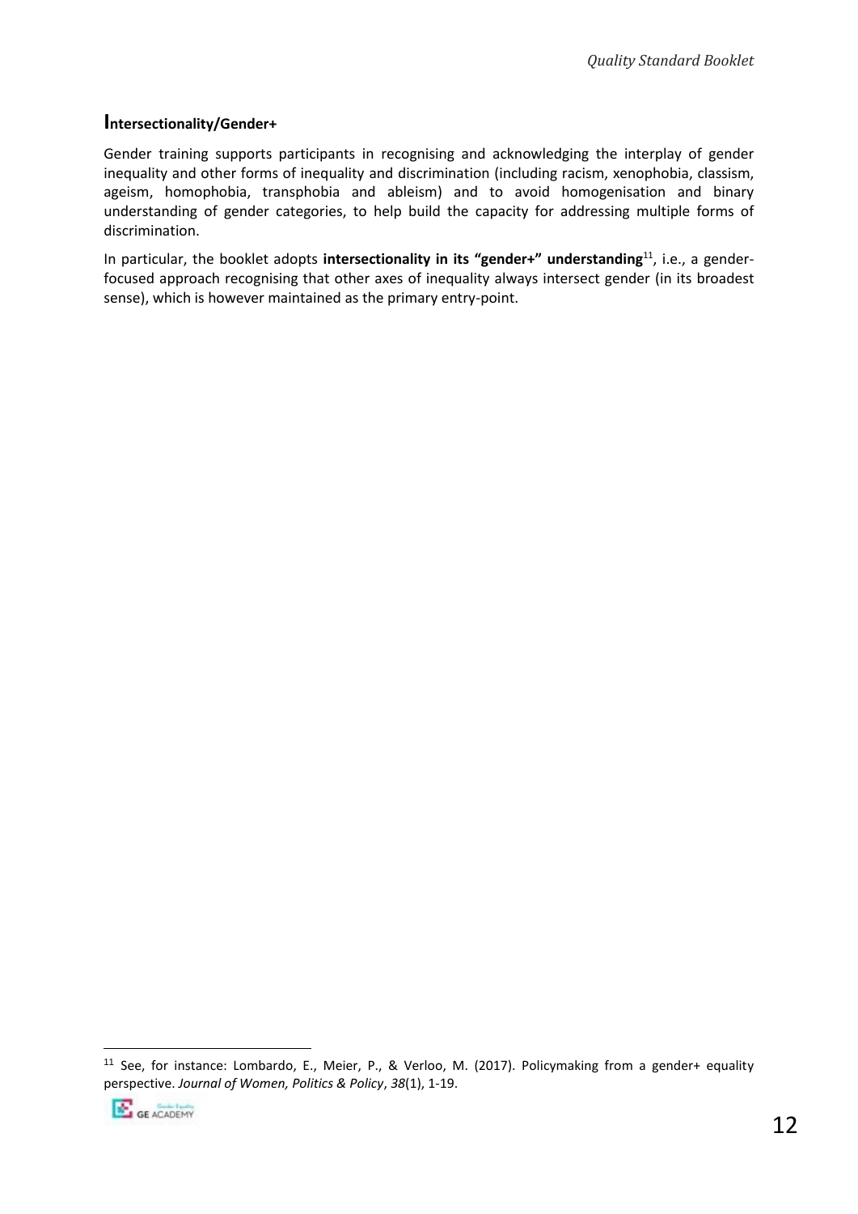## Intersectionality/Gender+

Gender training supports participants in recognising and acknowledging the interplay of gender inequality and other forms of inequality and discrimination (including racism, xenophobia, classism, ageism, homophobia, transphobia and ableism) and to avoid homogenisation and binary understanding of gender categories, to help build the capacity for addressing multiple forms of discrimination.

In particular, the booklet adopts **intersectionality in its "gender+" understanding**[11], i.e., a gender-focused approach recognising that other axes of inequality always intersect gender (in its broadest sense), which is however maintained as the primary entry-point.

---

[11] See, for instance: Lombardo, E., Meier, P., & Verloo, M. (2017). Policymaking from a gender+ equality perspective. *Journal of Women, Politics & Policy*, *38*(1), 1-19.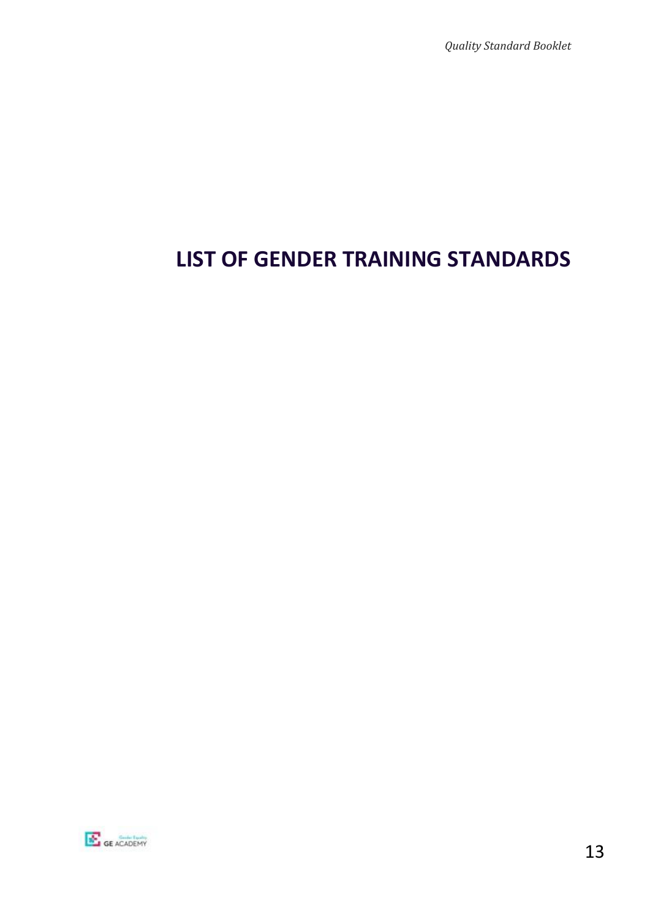# LIST OF GENDER TRAINING STANDARDS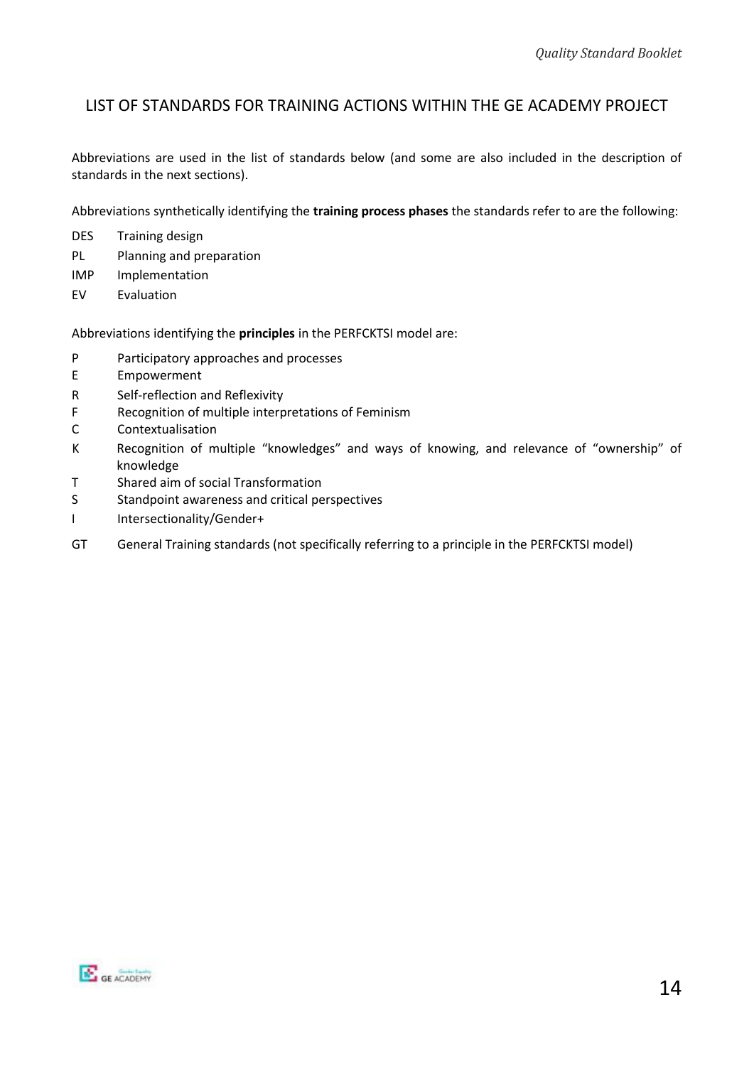## LIST OF STANDARDS FOR TRAINING ACTIONS WITHIN THE GE ACADEMY PROJECT

Abbreviations are used in the list of standards below (and some are also included in the description of standards in the next sections).

Abbreviations synthetically identifying the **training process phases** the standards refer to are the following:

- DES Training design
- PL Planning and preparation
- IMP Implementation
- EV Evaluation

Abbreviations identifying the **principles** in the PERFCKTSI model are:

- P Participatory approaches and processes
- E Empowerment
- R Self-reflection and Reflexivity
- F Recognition of multiple interpretations of Feminism
- C Contextualisation
- K Recognition of multiple "knowledges" and ways of knowing, and relevance of "ownership" of knowledge
- T Shared aim of social Transformation
- S Standpoint awareness and critical perspectives
- I Intersectionality/Gender+

- GT General Training standards (not specifically referring to a principle in the PERFCKTSI model)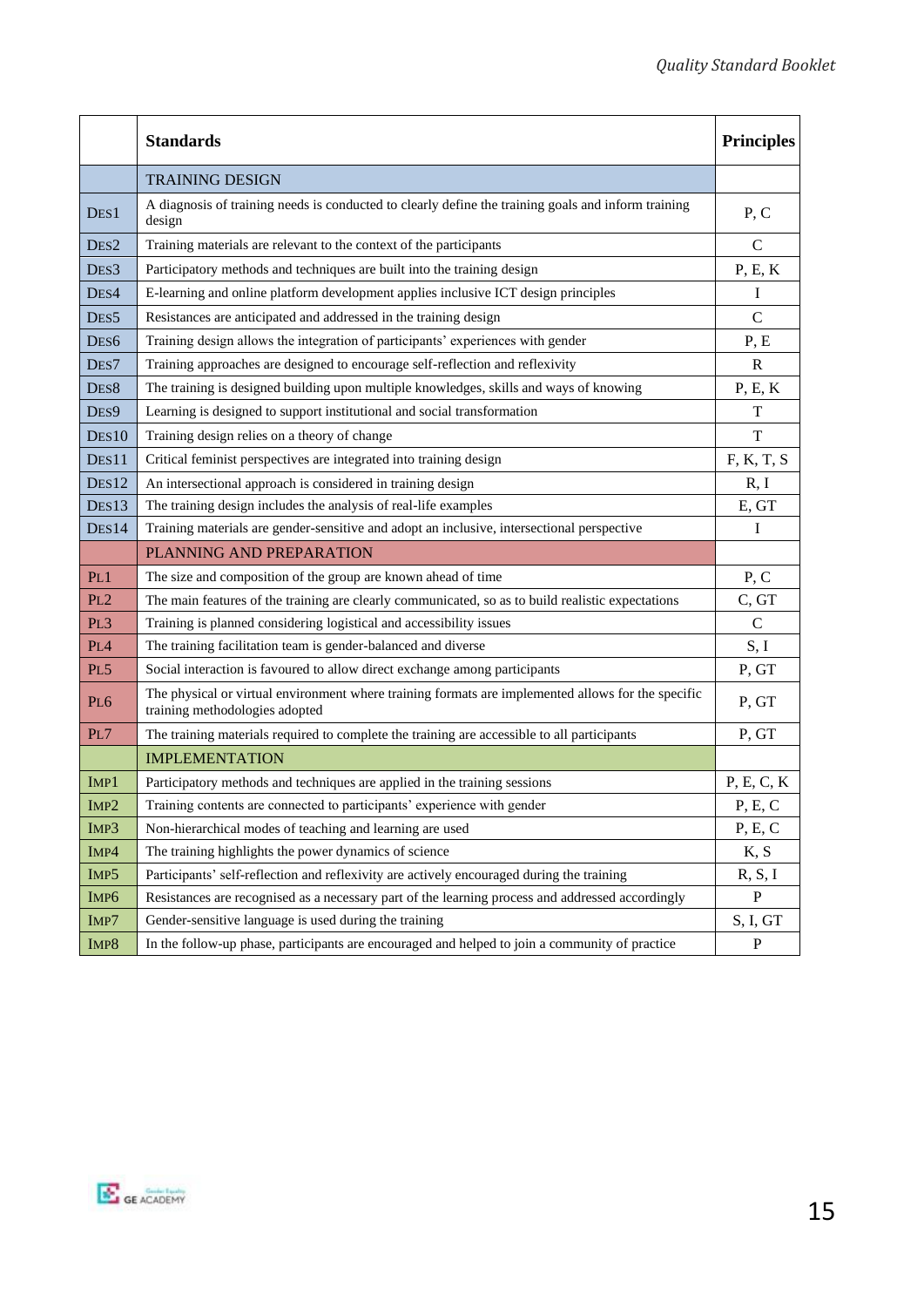| | Standards | Principles |
|---|---|---|
| | TRAINING DESIGN | |
| DES1 | A diagnosis of training needs is conducted to clearly define the training goals and inform training design | P, C |
| DES2 | Training materials are relevant to the context of the participants | C |
| DES3 | Participatory methods and techniques are built into the training design | P, E, K |
| DES4 | E-learning and online platform development applies inclusive ICT design principles | I |
| DES5 | Resistances are anticipated and addressed in the training design | C |
| DES6 | Training design allows the integration of participants' experiences with gender | P, E |
| DES7 | Training approaches are designed to encourage self-reflection and reflexivity | R |
| DES8 | The training is designed building upon multiple knowledges, skills and ways of knowing | P, E, K |
| DES9 | Learning is designed to support institutional and social transformation | T |
| DES10 | Training design relies on a theory of change | T |
| DES11 | Critical feminist perspectives are integrated into training design | F, K, T, S |
| DES12 | An intersectional approach is considered in training design | R, I |
| DES13 | The training design includes the analysis of real-life examples | E, GT |
| DES14 | Training materials are gender-sensitive and adopt an inclusive, intersectional perspective | I |
| | PLANNING AND PREPARATION | |
| PL1 | The size and composition of the group are known ahead of time | P, C |
| PL2 | The main features of the training are clearly communicated, so as to build realistic expectations | C, GT |
| PL3 | Training is planned considering logistical and accessibility issues | C |
| PL4 | The training facilitation team is gender-balanced and diverse | S, I |
| PL5 | Social interaction is favoured to allow direct exchange among participants | P, GT |
| PL6 | The physical or virtual environment where training formats are implemented allows for the specific training methodologies adopted | P, GT |
| PL7 | The training materials required to complete the training are accessible to all participants | P, GT |
| | IMPLEMENTATION | |
| IMP1 | Participatory methods and techniques are applied in the training sessions | P, E, C, K |
| IMP2 | Training contents are connected to participants' experience with gender | P, E, C |
| IMP3 | Non-hierarchical modes of teaching and learning are used | P, E, C |
| IMP4 | The training highlights the power dynamics of science | K, S |
| IMP5 | Participants' self-reflection and reflexivity are actively encouraged during the training | R, S, I |
| IMP6 | Resistances are recognised as a necessary part of the learning process and addressed accordingly | P |
| IMP7 | Gender-sensitive language is used during the training | S, I, GT |
| IMP8 | In the follow-up phase, participants are encouraged and helped to join a community of practice | P |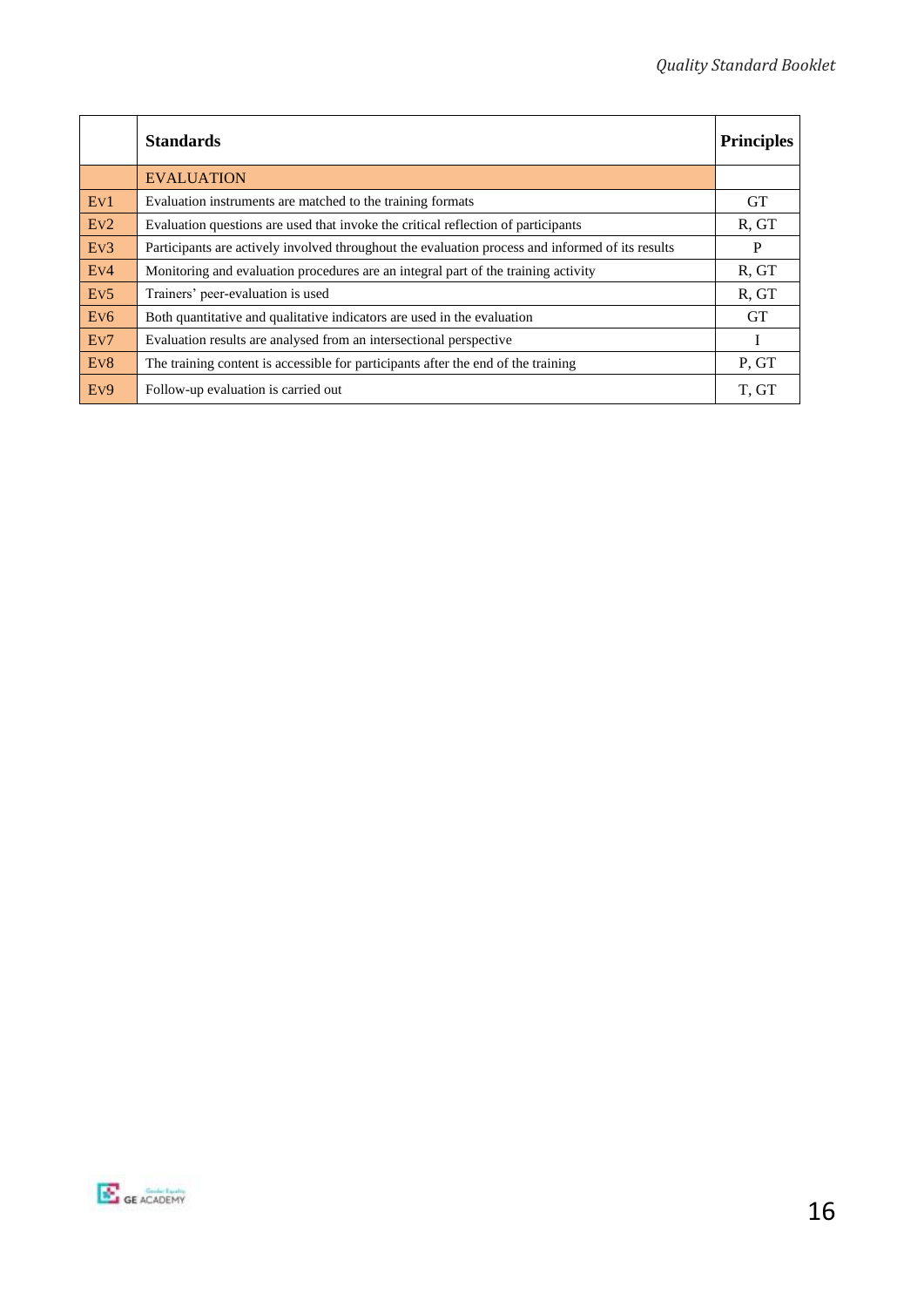| | Standards | Principles |
|---|---|---|
| | EVALUATION | |
| Ev1 | Evaluation instruments are matched to the training formats | GT |
| Ev2 | Evaluation questions are used that invoke the critical reflection of participants | R, GT |
| Ev3 | Participants are actively involved throughout the evaluation process and informed of its results | P |
| Ev4 | Monitoring and evaluation procedures are an integral part of the training activity | R, GT |
| Ev5 | Trainers' peer-evaluation is used | R, GT |
| Ev6 | Both quantitative and qualitative indicators are used in the evaluation | GT |
| Ev7 | Evaluation results are analysed from an intersectional perspective | I |
| Ev8 | The training content is accessible for participants after the end of the training | P, GT |
| Ev9 | Follow-up evaluation is carried out | T, GT |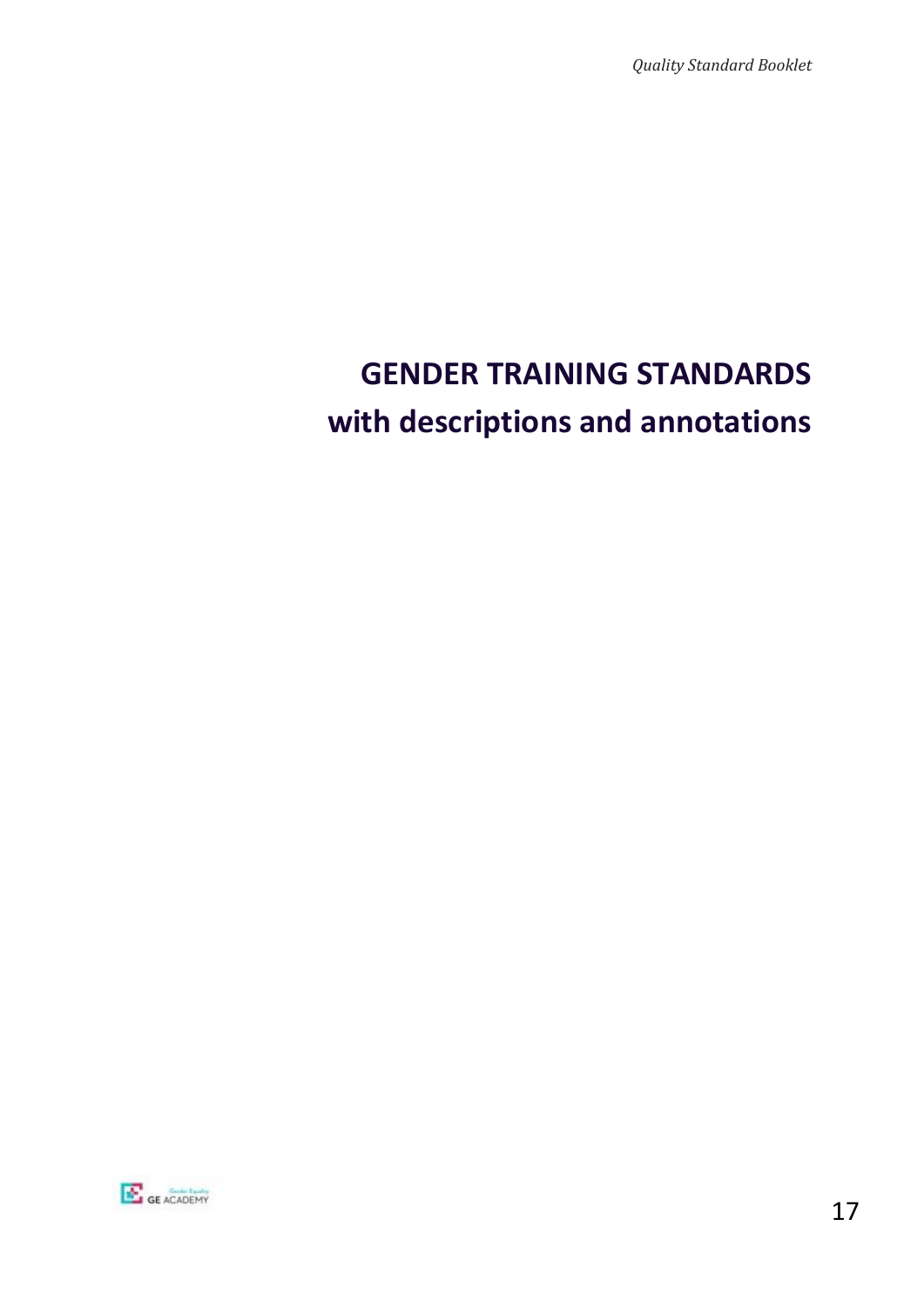# GENDER TRAINING STANDARDS
# with descriptions and annotations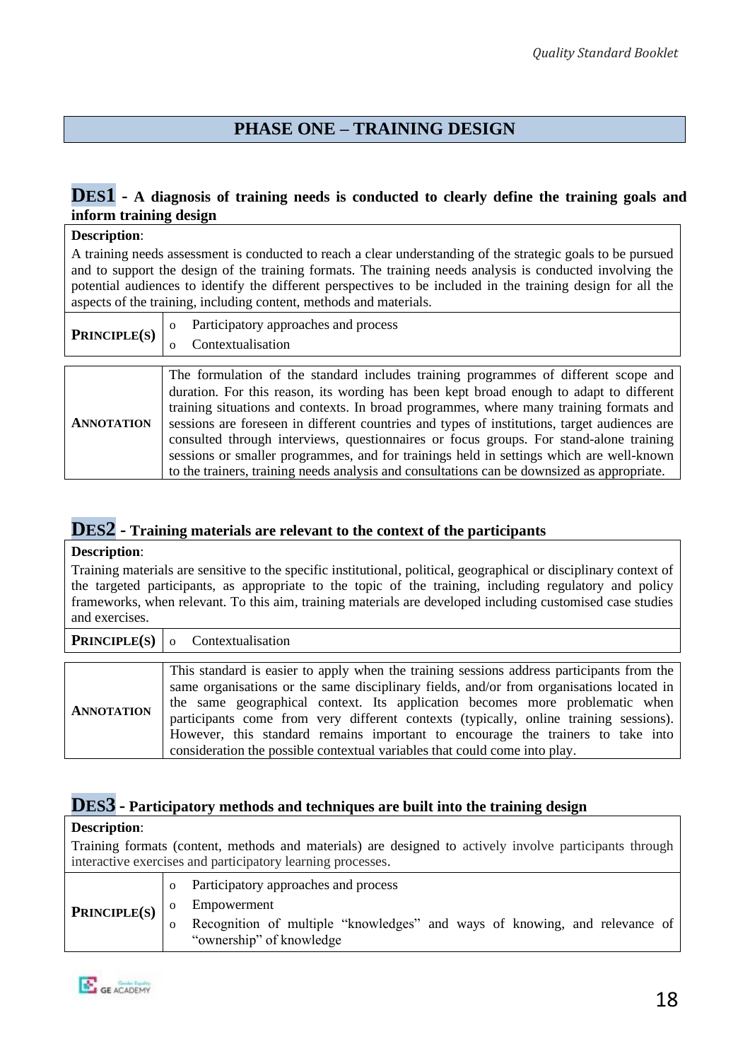## PHASE ONE – TRAINING DESIGN

### DES1 - A diagnosis of training needs is conducted to clearly define the training goals and inform training design

**Description**:

A training needs assessment is conducted to reach a clear understanding of the strategic goals to be pursued and to support the design of the training formats. The training needs analysis is conducted involving the potential audiences to identify the different perspectives to be included in the training design for all the aspects of the training, including content, methods and materials.

| | |
|---|---|
| **PRINCIPLE(S)** | o Participatory approaches and process<br>o Contextualisation |

| | |
|---|---|
| **ANNOTATION** | The formulation of the standard includes training programmes of different scope and duration. For this reason, its wording has been kept broad enough to adapt to different training situations and contexts. In broad programmes, where many training formats and sessions are foreseen in different countries and types of institutions, target audiences are consulted through interviews, questionnaires or focus groups. For stand-alone training sessions or smaller programmes, and for trainings held in settings which are well-known to the trainers, training needs analysis and consultations can be downsized as appropriate. |

### DES2 - Training materials are relevant to the context of the participants

**Description**:

Training materials are sensitive to the specific institutional, political, geographical or disciplinary context of the targeted participants, as appropriate to the topic of the training, including regulatory and policy frameworks, when relevant. To this aim, training materials are developed including customised case studies and exercises.

| | |
|---|---|
| **PRINCIPLE(S)** | o Contextualisation |

| | |
|---|---|
| **ANNOTATION** | This standard is easier to apply when the training sessions address participants from the same organisations or the same disciplinary fields, and/or from organisations located in the same geographical context. Its application becomes more problematic when participants come from very different contexts (typically, online training sessions). However, this standard remains important to encourage the trainers to take into consideration the possible contextual variables that could come into play. |

### DES3 - Participatory methods and techniques are built into the training design

**Description**:

Training formats (content, methods and materials) are designed to actively involve participants through interactive exercises and participatory learning processes.

| | |
|---|---|
| **PRINCIPLE(S)** | o Participatory approaches and process<br>o Empowerment<br>o Recognition of multiple "knowledges" and ways of knowing, and relevance of "ownership" of knowledge |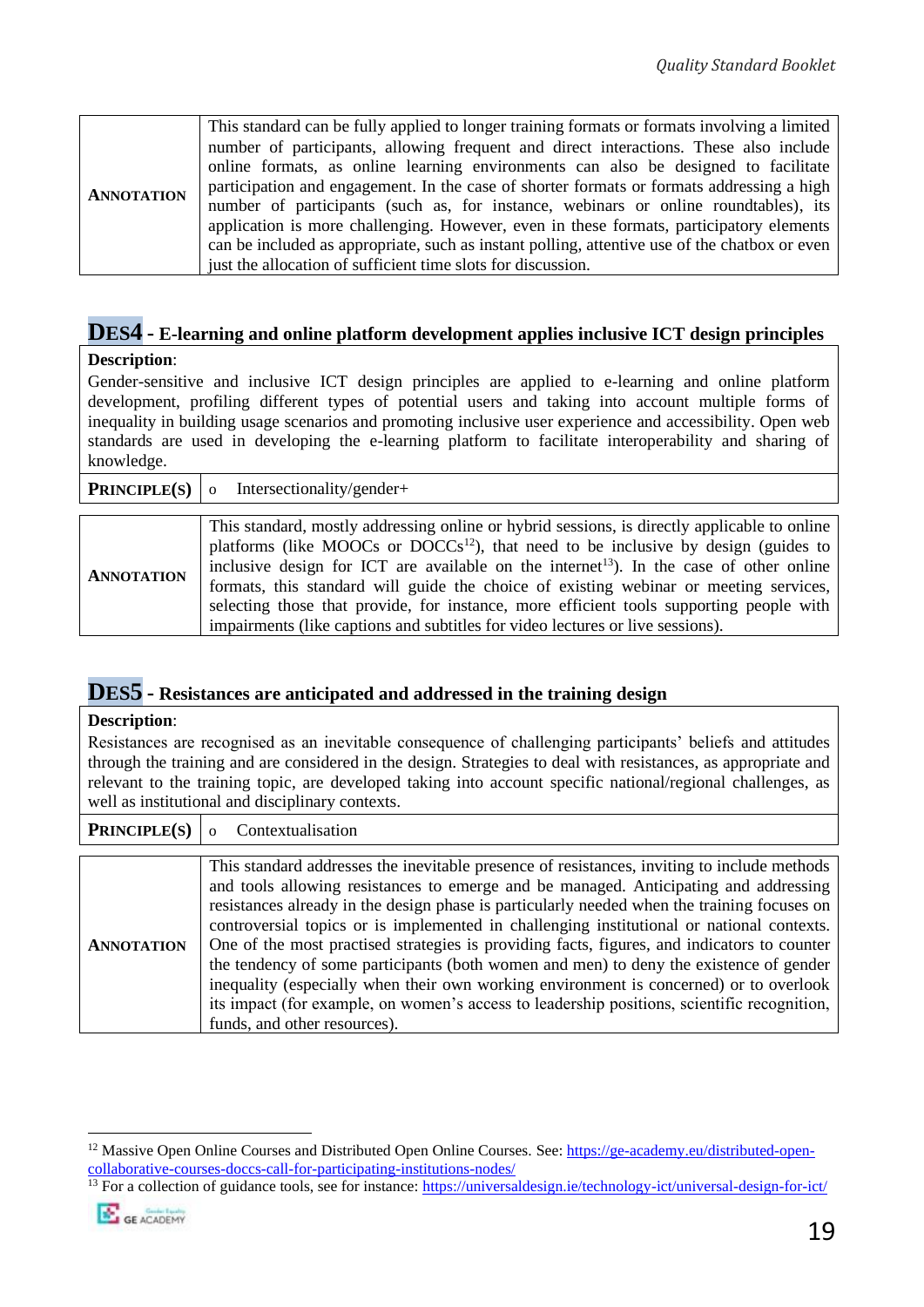| **ANNOTATION** | This standard can be fully applied to longer training formats or formats involving a limited number of participants, allowing frequent and direct interactions. These also include online formats, as online learning environments can also be designed to facilitate participation and engagement. In the case of shorter formats or formats addressing a high number of participants (such as, for instance, webinars or online roundtables), its application is more challenging. However, even in these formats, participatory elements can be included as appropriate, such as instant polling, attentive use of the chatbox or even just the allocation of sufficient time slots for discussion. |
|---|---|

## DES4 - E-learning and online platform development applies inclusive ICT design principles

**Description**:
Gender-sensitive and inclusive ICT design principles are applied to e-learning and online platform development, profiling different types of potential users and taking into account multiple forms of inequality in building usage scenarios and promoting inclusive user experience and accessibility. Open web standards are used in developing the e-learning platform to facilitate interoperability and sharing of knowledge.

| **PRINCIPLE(S)** | o Intersectionality/gender+ |
|---|---|

| **ANNOTATION** | This standard, mostly addressing online or hybrid sessions, is directly applicable to online platforms (like MOOCs or DOCCs[12]), that need to be inclusive by design (guides to inclusive design for ICT are available on the internet[13]). In the case of other online formats, this standard will guide the choice of existing webinar or meeting services, selecting those that provide, for instance, more efficient tools supporting people with impairments (like captions and subtitles for video lectures or live sessions). |
|---|---|

## DES5 - Resistances are anticipated and addressed in the training design

**Description**:
Resistances are recognised as an inevitable consequence of challenging participants' beliefs and attitudes through the training and are considered in the design. Strategies to deal with resistances, as appropriate and relevant to the training topic, are developed taking into account specific national/regional challenges, as well as institutional and disciplinary contexts.

| **PRINCIPLE(S)** | o Contextualisation |
|---|---|

| **ANNOTATION** | This standard addresses the inevitable presence of resistances, inviting to include methods and tools allowing resistances to emerge and be managed. Anticipating and addressing resistances already in the design phase is particularly needed when the training focuses on controversial topics or is implemented in challenging institutional or national contexts. One of the most practised strategies is providing facts, figures, and indicators to counter the tendency of some participants (both women and men) to deny the existence of gender inequality (especially when their own working environment is concerned) or to overlook its impact (for example, on women's access to leadership positions, scientific recognition, funds, and other resources). |
|---|---|

---

[12] Massive Open Online Courses and Distributed Open Online Courses. See: https://ge-academy.eu/distributed-open-collaborative-courses-doccs-call-for-participating-institutions-nodes/

[13] For a collection of guidance tools, see for instance: https://universaldesign.ie/technology-ict/universal-design-for-ict/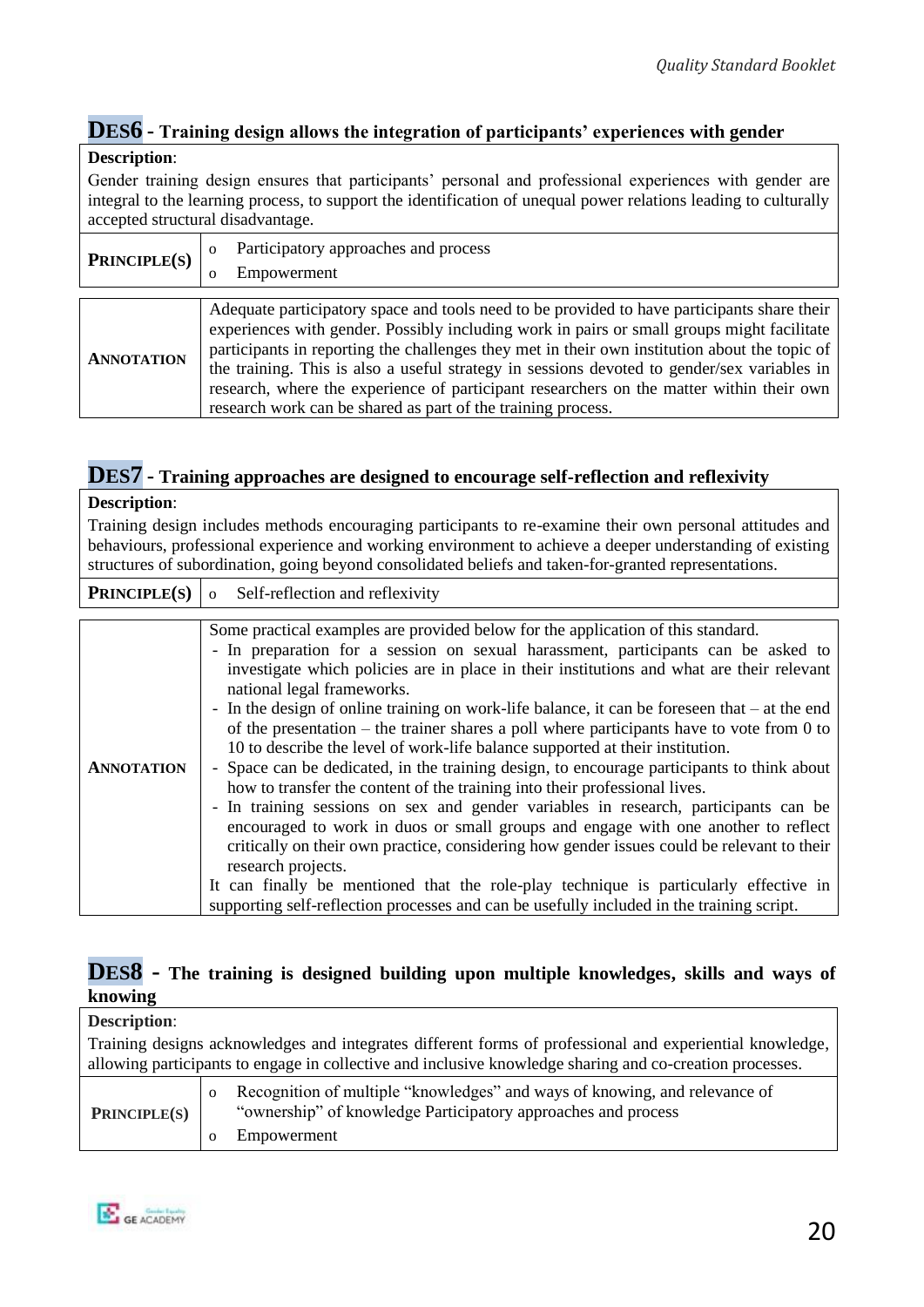## DES6 - Training design allows the integration of participants' experiences with gender

**Description**:

Gender training design ensures that participants' personal and professional experiences with gender are integral to the learning process, to support the identification of unequal power relations leading to culturally accepted structural disadvantage.

| **PRINCIPLE(S)** | o Participatory approaches and process<br>o Empowerment |
|---|---|
| **ANNOTATION** | Adequate participatory space and tools need to be provided to have participants share their experiences with gender. Possibly including work in pairs or small groups might facilitate participants in reporting the challenges they met in their own institution about the topic of the training. This is also a useful strategy in sessions devoted to gender/sex variables in research, where the experience of participant researchers on the matter within their own research work can be shared as part of the training process. |

## DES7 - Training approaches are designed to encourage self-reflection and reflexivity

**Description**:

Training design includes methods encouraging participants to re-examine their own personal attitudes and behaviours, professional experience and working environment to achieve a deeper understanding of existing structures of subordination, going beyond consolidated beliefs and taken-for-granted representations.

| **PRINCIPLE(S)** | o Self-reflection and reflexivity |
|---|---|
| **ANNOTATION** | Some practical examples are provided below for the application of this standard.<br>- In preparation for a session on sexual harassment, participants can be asked to investigate which policies are in place in their institutions and what are their relevant national legal frameworks.<br>- In the design of online training on work-life balance, it can be foreseen that – at the end of the presentation – the trainer shares a poll where participants have to vote from 0 to 10 to describe the level of work-life balance supported at their institution.<br>- Space can be dedicated, in the training design, to encourage participants to think about how to transfer the content of the training into their professional lives.<br>- In training sessions on sex and gender variables in research, participants can be encouraged to work in duos or small groups and engage with one another to reflect critically on their own practice, considering how gender issues could be relevant to their research projects.<br>It can finally be mentioned that the role-play technique is particularly effective in supporting self-reflection processes and can be usefully included in the training script. |

## DES8 - The training is designed building upon multiple knowledges, skills and ways of knowing

**Description**:

Training designs acknowledges and integrates different forms of professional and experiential knowledge, allowing participants to engage in collective and inclusive knowledge sharing and co-creation processes.

| **PRINCIPLE(S)** | o Recognition of multiple "knowledges" and ways of knowing, and relevance of "ownership" of knowledge Participatory approaches and process<br>o Empowerment |
|---|---|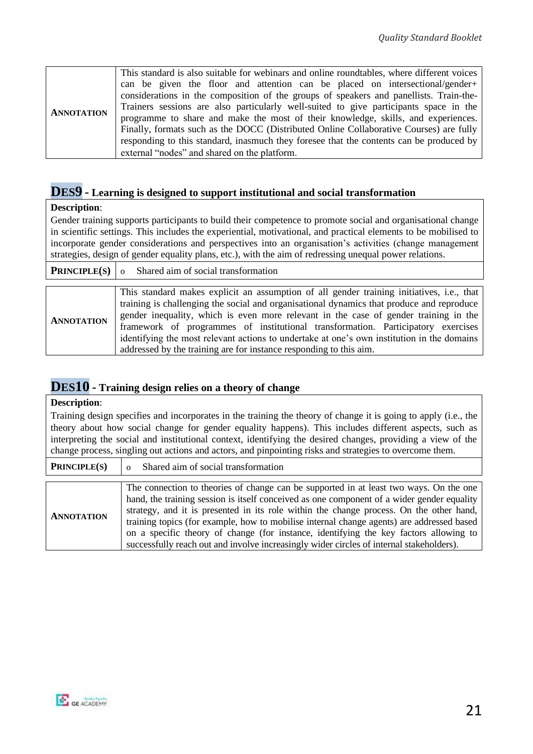| | |
|---|---|
| **ANNOTATION** | This standard is also suitable for webinars and online roundtables, where different voices can be given the floor and attention can be placed on intersectional/gender+ considerations in the composition of the groups of speakers and panellists. Train-the-Trainers sessions are also particularly well-suited to give participants space in the programme to share and make the most of their knowledge, skills, and experiences. Finally, formats such as the DOCC (Distributed Online Collaborative Courses) are fully responding to this standard, inasmuch they foresee that the contents can be produced by external "nodes" and shared on the platform. |

## DES9 - Learning is designed to support institutional and social transformation

**Description**:

Gender training supports participants to build their competence to promote social and organisational change in scientific settings. This includes the experiential, motivational, and practical elements to be mobilised to incorporate gender considerations and perspectives into an organisation's activities (change management strategies, design of gender equality plans, etc.), with the aim of redressing unequal power relations.

| | |
|---|---|
| **PRINCIPLE(S)** | o Shared aim of social transformation |

| | |
|---|---|
| **ANNOTATION** | This standard makes explicit an assumption of all gender training initiatives, i.e., that training is challenging the social and organisational dynamics that produce and reproduce gender inequality, which is even more relevant in the case of gender training in the framework of programmes of institutional transformation. Participatory exercises identifying the most relevant actions to undertake at one's own institution in the domains addressed by the training are for instance responding to this aim. |

## DES10 - Training design relies on a theory of change

**Description**:

Training design specifies and incorporates in the training the theory of change it is going to apply (i.e., the theory about how social change for gender equality happens). This includes different aspects, such as interpreting the social and institutional context, identifying the desired changes, providing a view of the change process, singling out actions and actors, and pinpointing risks and strategies to overcome them.

| | |
|---|---|
| **PRINCIPLE(S)** | o Shared aim of social transformation |

| | |
|---|---|
| **ANNOTATION** | The connection to theories of change can be supported in at least two ways. On the one hand, the training session is itself conceived as one component of a wider gender equality strategy, and it is presented in its role within the change process. On the other hand, training topics (for example, how to mobilise internal change agents) are addressed based on a specific theory of change (for instance, identifying the key factors allowing to successfully reach out and involve increasingly wider circles of internal stakeholders). |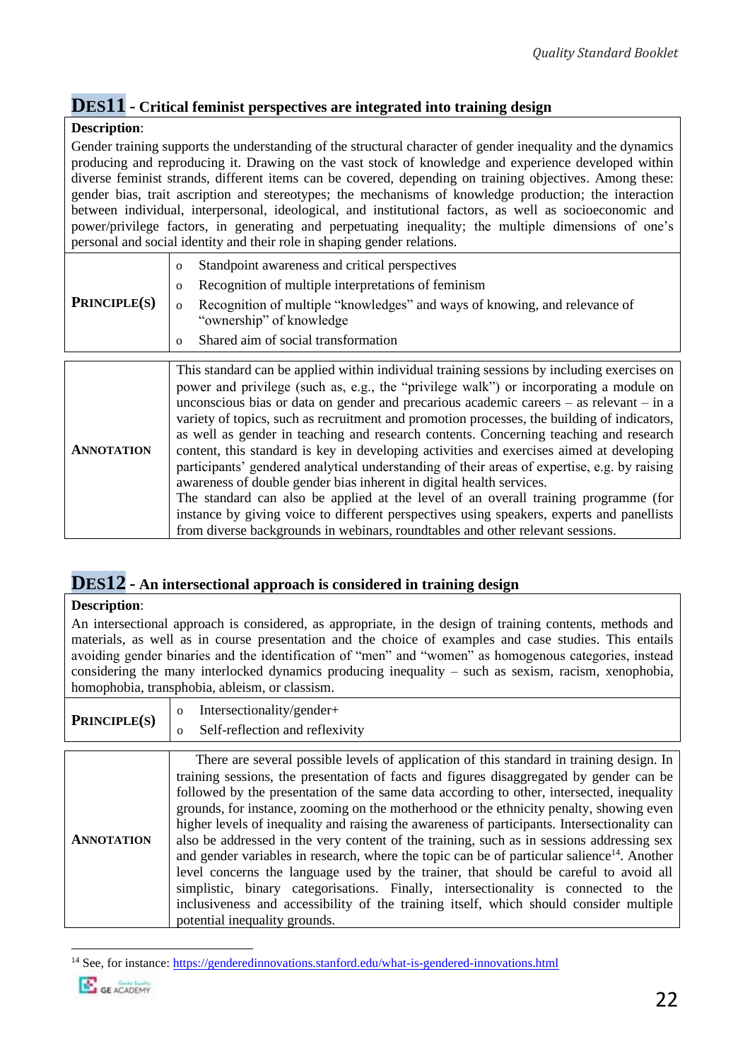## DES11 - Critical feminist perspectives are integrated into training design

**Description**:

Gender training supports the understanding of the structural character of gender inequality and the dynamics producing and reproducing it. Drawing on the vast stock of knowledge and experience developed within diverse feminist strands, different items can be covered, depending on training objectives. Among these: gender bias, trait ascription and stereotypes; the mechanisms of knowledge production; the interaction between individual, interpersonal, ideological, and institutional factors, as well as socioeconomic and power/privilege factors, in generating and perpetuating inequality; the multiple dimensions of one's personal and social identity and their role in shaping gender relations.

| | |
|---|---|
| **PRINCIPLE(S)** | o Standpoint awareness and critical perspectives<br>o Recognition of multiple interpretations of feminism<br>o Recognition of multiple "knowledges" and ways of knowing, and relevance of "ownership" of knowledge<br>o Shared aim of social transformation |

| | |
|---|---|
| **ANNOTATION** | This standard can be applied within individual training sessions by including exercises on power and privilege (such as, e.g., the "privilege walk") or incorporating a module on unconscious bias or data on gender and precarious academic careers – as relevant – in a variety of topics, such as recruitment and promotion processes, the building of indicators, as well as gender in teaching and research contents. Concerning teaching and research content, this standard is key in developing activities and exercises aimed at developing participants' gendered analytical understanding of their areas of expertise, e.g. by raising awareness of double gender bias inherent in digital health services.<br>The standard can also be applied at the level of an overall training programme (for instance by giving voice to different perspectives using speakers, experts and panellists from diverse backgrounds in webinars, roundtables and other relevant sessions. |

## DES12 - An intersectional approach is considered in training design

**Description**:

An intersectional approach is considered, as appropriate, in the design of training contents, methods and materials, as well as in course presentation and the choice of examples and case studies. This entails avoiding gender binaries and the identification of "men" and "women" as homogenous categories, instead considering the many interlocked dynamics producing inequality – such as sexism, racism, xenophobia, homophobia, transphobia, ableism, or classism.

| | |
|---|---|
| **PRINCIPLE(S)** | o Intersectionality/gender+<br>o Self-reflection and reflexivity |

| | |
|---|---|
| **ANNOTATION** | There are several possible levels of application of this standard in training design. In training sessions, the presentation of facts and figures disaggregated by gender can be followed by the presentation of the same data according to other, intersected, inequality grounds, for instance, zooming on the motherhood or the ethnicity penalty, showing even higher levels of inequality and raising the awareness of participants. Intersectionality can also be addressed in the very content of the training, such as in sessions addressing sex and gender variables in research, where the topic can be of particular salience[14]. Another level concerns the language used by the trainer, that should be careful to avoid all simplistic, binary categorisations. Finally, intersectionality is connected to the inclusiveness and accessibility of the training itself, which should consider multiple potential inequality grounds. |

[14] See, for instance: https://genderedinnovations.stanford.edu/what-is-gendered-innovations.html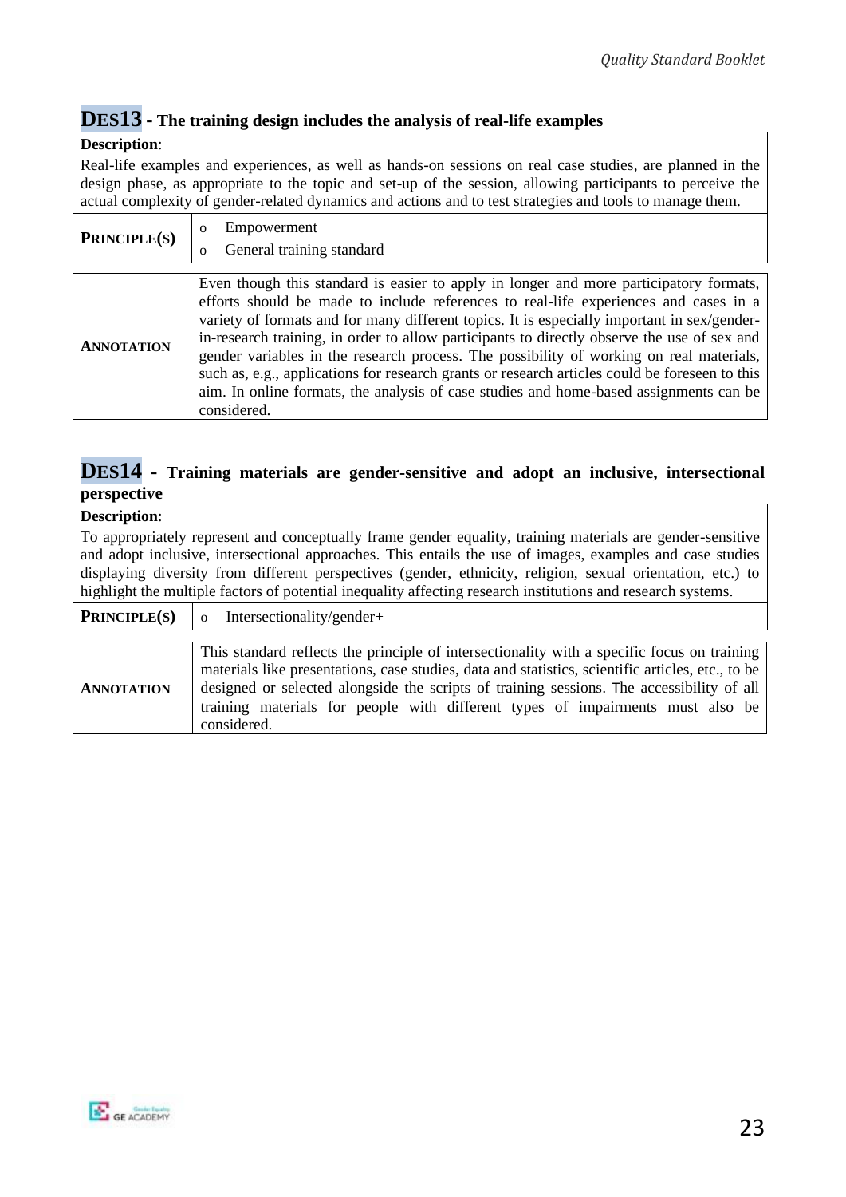## DES13 - The training design includes the analysis of real-life examples

**Description**:

Real-life examples and experiences, as well as hands-on sessions on real case studies, are planned in the design phase, as appropriate to the topic and set-up of the session, allowing participants to perceive the actual complexity of gender-related dynamics and actions and to test strategies and tools to manage them.

| | |
|---|---|
| **PRINCIPLE(S)** | o Empowerment<br>o General training standard |
| **ANNOTATION** | Even though this standard is easier to apply in longer and more participatory formats, efforts should be made to include references to real-life experiences and cases in a variety of formats and for many different topics. It is especially important in sex/gender-in-research training, in order to allow participants to directly observe the use of sex and gender variables in the research process. The possibility of working on real materials, such as, e.g., applications for research grants or research articles could be foreseen to this aim. In online formats, the analysis of case studies and home-based assignments can be considered. |

## DES14 - Training materials are gender-sensitive and adopt an inclusive, intersectional perspective

**Description**:

To appropriately represent and conceptually frame gender equality, training materials are gender-sensitive and adopt inclusive, intersectional approaches. This entails the use of images, examples and case studies displaying diversity from different perspectives (gender, ethnicity, religion, sexual orientation, etc.) to highlight the multiple factors of potential inequality affecting research institutions and research systems.

| | |
|---|---|
| **PRINCIPLE(S)** | o Intersectionality/gender+ |
| **ANNOTATION** | This standard reflects the principle of intersectionality with a specific focus on training materials like presentations, case studies, data and statistics, scientific articles, etc., to be designed or selected alongside the scripts of training sessions. The accessibility of all training materials for people with different types of impairments must also be considered. |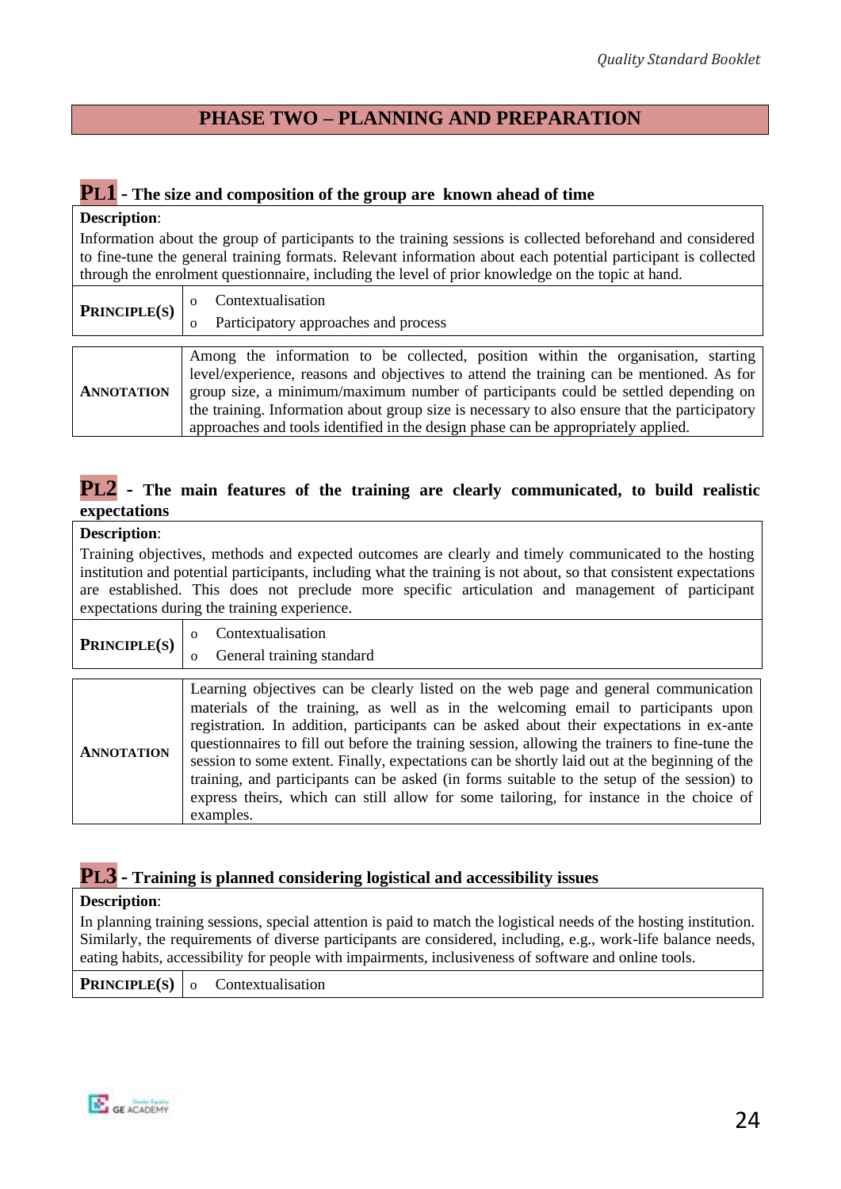# PHASE TWO – PLANNING AND PREPARATION

## PL1 - The size and composition of the group are known ahead of time

**Description**:

Information about the group of participants to the training sessions is collected beforehand and considered to fine-tune the general training formats. Relevant information about each potential participant is collected through the enrolment questionnaire, including the level of prior knowledge on the topic at hand.

| **PRINCIPLE(S)** | <ul><li>Contextualisation</li><li>Participatory approaches and process</li></ul> |
|---|---|
| **ANNOTATION** | Among the information to be collected, position within the organisation, starting level/experience, reasons and objectives to attend the training can be mentioned. As for group size, a minimum/maximum number of participants could be settled depending on the training. Information about group size is necessary to also ensure that the participatory approaches and tools identified in the design phase can be appropriately applied. |

## PL2 - The main features of the training are clearly communicated, to build realistic expectations

**Description**:

Training objectives, methods and expected outcomes are clearly and timely communicated to the hosting institution and potential participants, including what the training is not about, so that consistent expectations are established. This does not preclude more specific articulation and management of participant expectations during the training experience.

| **PRINCIPLE(S)** | <ul><li>Contextualisation</li><li>General training standard</li></ul> |
|---|---|
| **ANNOTATION** | Learning objectives can be clearly listed on the web page and general communication materials of the training, as well as in the welcoming email to participants upon registration. In addition, participants can be asked about their expectations in ex-ante questionnaires to fill out before the training session, allowing the trainers to fine-tune the session to some extent. Finally, expectations can be shortly laid out at the beginning of the training, and participants can be asked (in forms suitable to the setup of the session) to express theirs, which can still allow for some tailoring, for instance in the choice of examples. |

## PL3 - Training is planned considering logistical and accessibility issues

**Description**:

In planning training sessions, special attention is paid to match the logistical needs of the hosting institution. Similarly, the requirements of diverse participants are considered, including, e.g., work-life balance needs, eating habits, accessibility for people with impairments, inclusiveness of software and online tools.

| **PRINCIPLE(S)** | <ul><li>Contextualisation</li></ul> |
|---|---|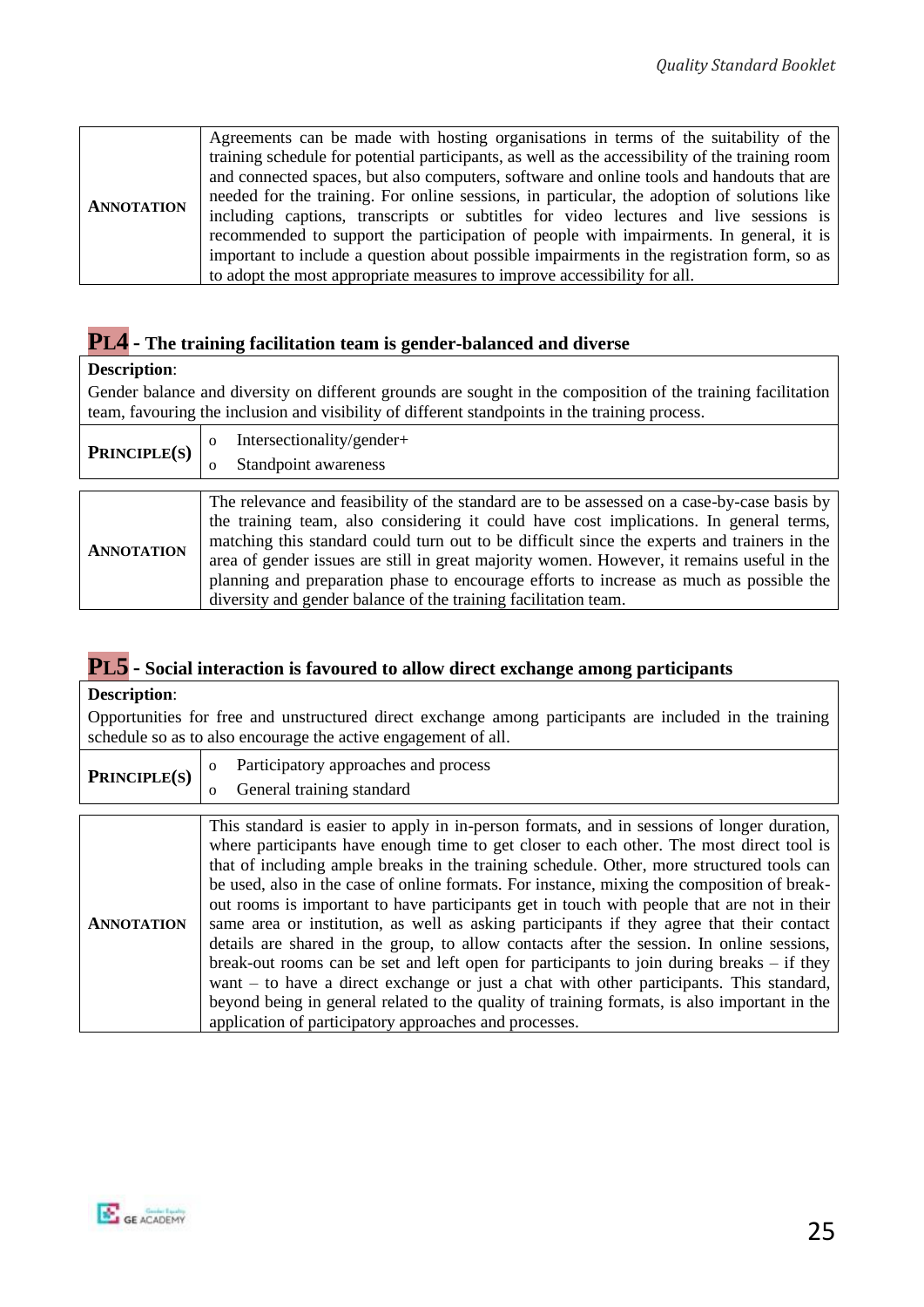| | |
|---|---|
| **ANNOTATION** | Agreements can be made with hosting organisations in terms of the suitability of the training schedule for potential participants, as well as the accessibility of the training room and connected spaces, but also computers, software and online tools and handouts that are needed for the training. For online sessions, in particular, the adoption of solutions like including captions, transcripts or subtitles for video lectures and live sessions is recommended to support the participation of people with impairments. In general, it is important to include a question about possible impairments in the registration form, so as to adopt the most appropriate measures to improve accessibility for all. |

## PL4 - The training facilitation team is gender-balanced and diverse

**Description**:
Gender balance and diversity on different grounds are sought in the composition of the training facilitation team, favouring the inclusion and visibility of different standpoints in the training process.

| | |
|---|---|
| **PRINCIPLE(S)** | o Intersectionality/gender+<br>o Standpoint awareness |

| | |
|---|---|
| **ANNOTATION** | The relevance and feasibility of the standard are to be assessed on a case-by-case basis by the training team, also considering it could have cost implications. In general terms, matching this standard could turn out to be difficult since the experts and trainers in the area of gender issues are still in great majority women. However, it remains useful in the planning and preparation phase to encourage efforts to increase as much as possible the diversity and gender balance of the training facilitation team. |

## PL5 - Social interaction is favoured to allow direct exchange among participants

**Description**:
Opportunities for free and unstructured direct exchange among participants are included in the training schedule so as to also encourage the active engagement of all.

| | |
|---|---|
| **PRINCIPLE(S)** | o Participatory approaches and process<br>o General training standard |

| | |
|---|---|
| **ANNOTATION** | This standard is easier to apply in in-person formats, and in sessions of longer duration, where participants have enough time to get closer to each other. The most direct tool is that of including ample breaks in the training schedule. Other, more structured tools can be used, also in the case of online formats. For instance, mixing the composition of break-out rooms is important to have participants get in touch with people that are not in their same area or institution, as well as asking participants if they agree that their contact details are shared in the group, to allow contacts after the session. In online sessions, break-out rooms can be set and left open for participants to join during breaks – if they want – to have a direct exchange or just a chat with other participants. This standard, beyond being in general related to the quality of training formats, is also important in the application of participatory approaches and processes. |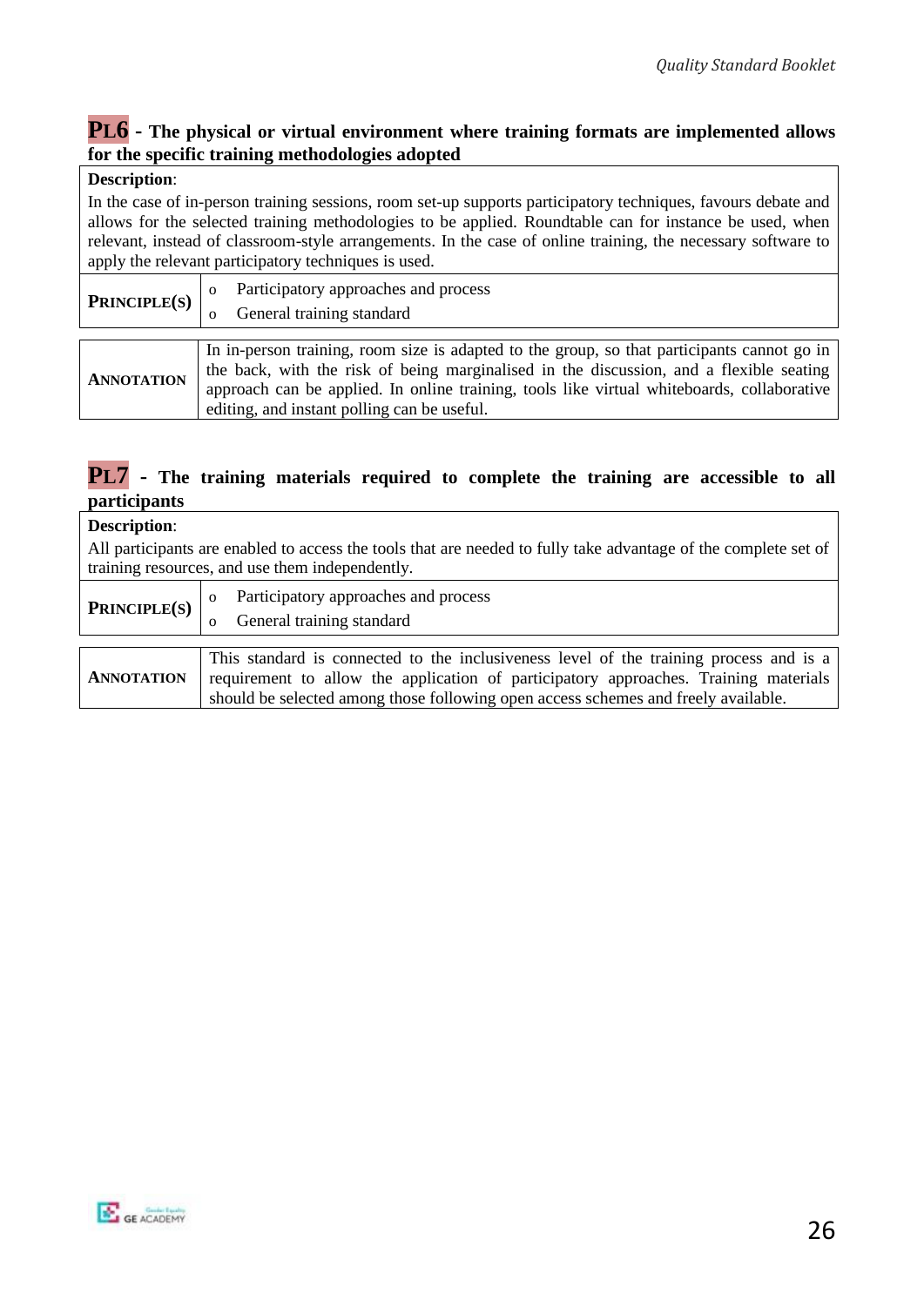### PL6 - The physical or virtual environment where training formats are implemented allows for the specific training methodologies adopted

| **Description**: In the case of in-person training sessions, room set-up supports participatory techniques, favours debate and allows for the selected training methodologies to be applied. Roundtable can for instance be used, when relevant, instead of classroom-style arrangements. In the case of online training, the necessary software to apply the relevant participatory techniques is used. | |
|---|---|
| **PRINCIPLE(S)** | o Participatory approaches and process<br>o General training standard |

| | |
|---|---|
| **ANNOTATION** | In in-person training, room size is adapted to the group, so that participants cannot go in the back, with the risk of being marginalised in the discussion, and a flexible seating approach can be applied. In online training, tools like virtual whiteboards, collaborative editing, and instant polling can be useful. |

### PL7 - The training materials required to complete the training are accessible to all participants

| **Description**: All participants are enabled to access the tools that are needed to fully take advantage of the complete set of training resources, and use them independently. | |
|---|---|
| **PRINCIPLE(S)** | o Participatory approaches and process<br>o General training standard |

| | |
|---|---|
| **ANNOTATION** | This standard is connected to the inclusiveness level of the training process and is a requirement to allow the application of participatory approaches. Training materials should be selected among those following open access schemes and freely available. |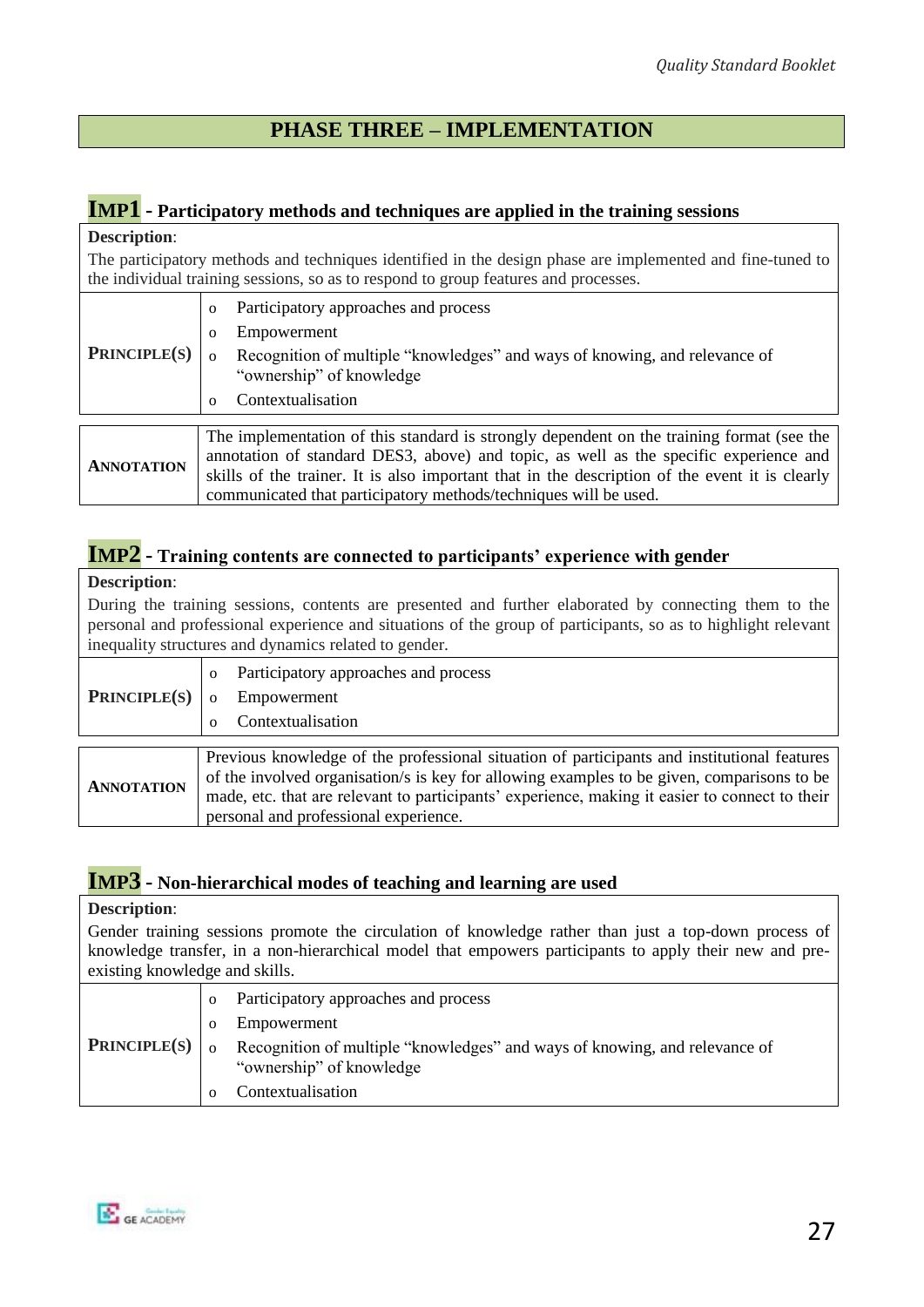## PHASE THREE – IMPLEMENTATION

### IMP1 - Participatory methods and techniques are applied in the training sessions

**Description**:

The participatory methods and techniques identified in the design phase are implemented and fine-tuned to the individual training sessions, so as to respond to group features and processes.

| **PRINCIPLE(S)** | |
|---|---|
| | o Participatory approaches and process<br>o Empowerment<br>o Recognition of multiple "knowledges" and ways of knowing, and relevance of "ownership" of knowledge<br>o Contextualisation |

| **ANNOTATION** | The implementation of this standard is strongly dependent on the training format (see the annotation of standard DES3, above) and topic, as well as the specific experience and skills of the trainer. It is also important that in the description of the event it is clearly communicated that participatory methods/techniques will be used. |
|---|---|

### IMP2 - Training contents are connected to participants' experience with gender

**Description**:

During the training sessions, contents are presented and further elaborated by connecting them to the personal and professional experience and situations of the group of participants, so as to highlight relevant inequality structures and dynamics related to gender.

| **PRINCIPLE(S)** | |
|---|---|
| | o Participatory approaches and process<br>o Empowerment<br>o Contextualisation |

| **ANNOTATION** | Previous knowledge of the professional situation of participants and institutional features of the involved organisation/s is key for allowing examples to be given, comparisons to be made, etc. that are relevant to participants' experience, making it easier to connect to their personal and professional experience. |
|---|---|

### IMP3 - Non-hierarchical modes of teaching and learning are used

**Description**:

Gender training sessions promote the circulation of knowledge rather than just a top-down process of knowledge transfer, in a non-hierarchical model that empowers participants to apply their new and pre-existing knowledge and skills.

| **PRINCIPLE(S)** | |
|---|---|
| | o Participatory approaches and process<br>o Empowerment<br>o Recognition of multiple "knowledges" and ways of knowing, and relevance of "ownership" of knowledge<br>o Contextualisation |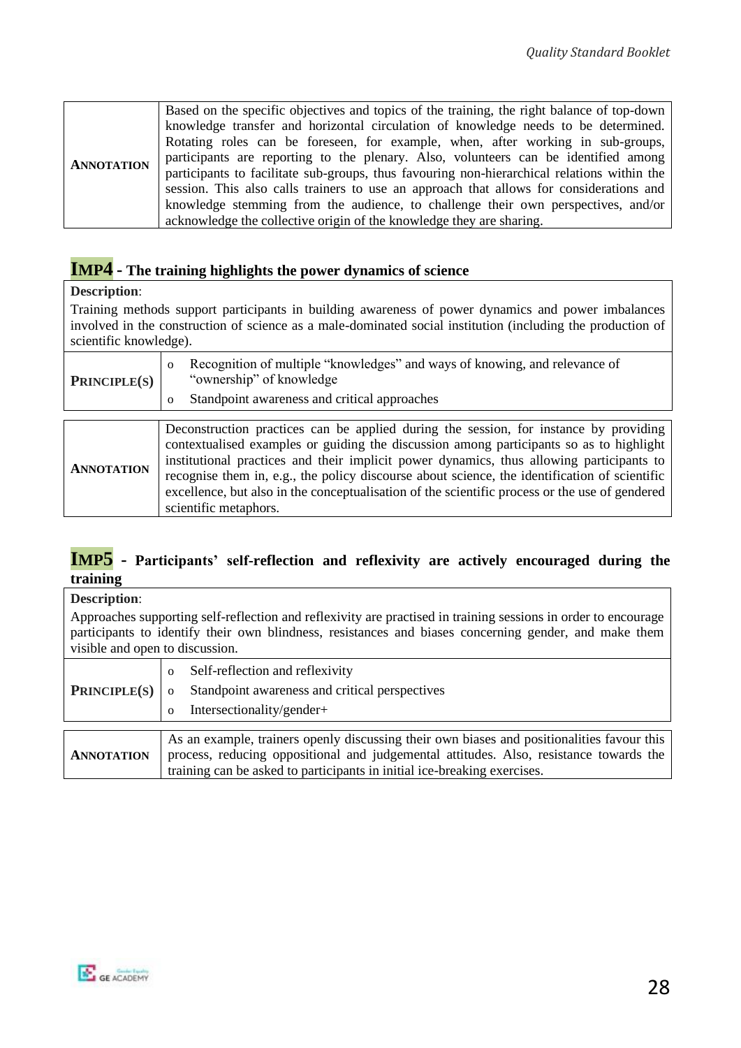| **ANNOTATION** | Based on the specific objectives and topics of the training, the right balance of top-down knowledge transfer and horizontal circulation of knowledge needs to be determined. Rotating roles can be foreseen, for example, when, after working in sub-groups, participants are reporting to the plenary. Also, volunteers can be identified among participants to facilitate sub-groups, thus favouring non-hierarchical relations within the session. This also calls trainers to use an approach that allows for considerations and knowledge stemming from the audience, to challenge their own perspectives, and/or acknowledge the collective origin of the knowledge they are sharing. |
|---|---|

## IMP4 - The training highlights the power dynamics of science

**Description**:

Training methods support participants in building awareness of power dynamics and power imbalances involved in the construction of science as a male-dominated social institution (including the production of scientific knowledge).

| **PRINCIPLE(S)** | <ul><li>Recognition of multiple "knowledges" and ways of knowing, and relevance of "ownership" of knowledge</li><li>Standpoint awareness and critical approaches</li></ul> |
|---|---|

| **ANNOTATION** | Deconstruction practices can be applied during the session, for instance by providing contextualised examples or guiding the discussion among participants so as to highlight institutional practices and their implicit power dynamics, thus allowing participants to recognise them in, e.g., the policy discourse about science, the identification of scientific excellence, but also in the conceptualisation of the scientific process or the use of gendered scientific metaphors. |
|---|---|

## IMP5 - Participants' self-reflection and reflexivity are actively encouraged during the training

**Description**:

Approaches supporting self-reflection and reflexivity are practised in training sessions in order to encourage participants to identify their own blindness, resistances and biases concerning gender, and make them visible and open to discussion.

| **PRINCIPLE(S)** | <ul><li>Self-reflection and reflexivity</li><li>Standpoint awareness and critical perspectives</li><li>Intersectionality/gender+</li></ul> |
|---|---|

| **ANNOTATION** | As an example, trainers openly discussing their own biases and positionalities favour this process, reducing oppositional and judgemental attitudes. Also, resistance towards the training can be asked to participants in initial ice-breaking exercises. |
|---|---|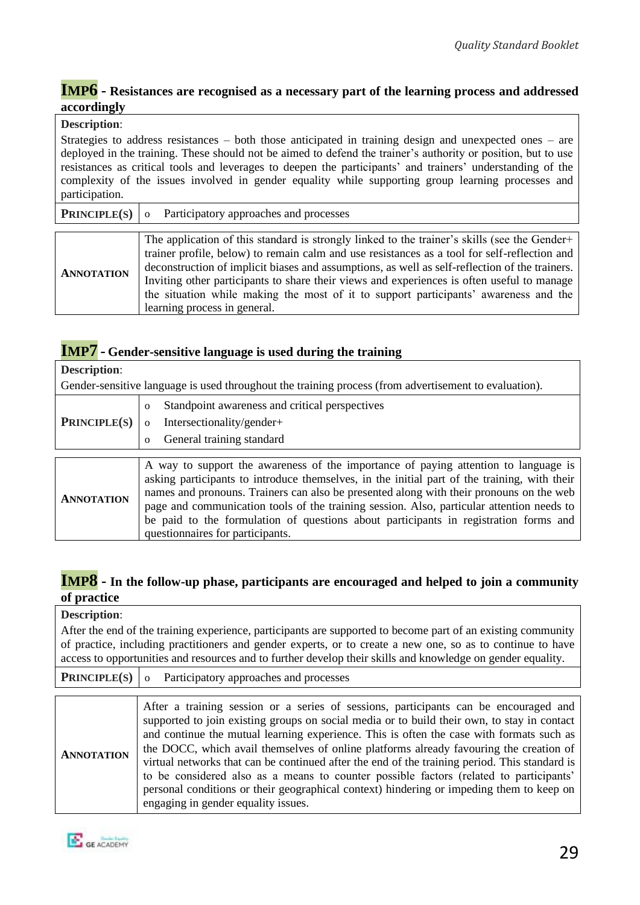### IMP6 - Resistances are recognised as a necessary part of the learning process and addressed accordingly

| **Description**: | |
|---|---|
| Strategies to address resistances – both those anticipated in training design and unexpected ones – are deployed in the training. These should not be aimed to defend the trainer's authority or position, but to use resistances as critical tools and leverages to deepen the participants' and trainers' understanding of the complexity of the issues involved in gender equality while supporting group learning processes and participation. | |
| **PRINCIPLE(S)** | o Participatory approaches and processes |

| | |
|---|---|
| **ANNOTATION** | The application of this standard is strongly linked to the trainer's skills (see the Gender+ trainer profile, below) to remain calm and use resistances as a tool for self-reflection and deconstruction of implicit biases and assumptions, as well as self-reflection of the trainers. Inviting other participants to share their views and experiences is often useful to manage the situation while making the most of it to support participants' awareness and the learning process in general. |

### IMP7 - Gender-sensitive language is used during the training

| **Description**: | |
|---|---|
| Gender-sensitive language is used throughout the training process (from advertisement to evaluation). | |
| **PRINCIPLE(S)** | o Standpoint awareness and critical perspectives<br>o Intersectionality/gender+<br>o General training standard |

| | |
|---|---|
| **ANNOTATION** | A way to support the awareness of the importance of paying attention to language is asking participants to introduce themselves, in the initial part of the training, with their names and pronouns. Trainers can also be presented along with their pronouns on the web page and communication tools of the training session. Also, particular attention needs to be paid to the formulation of questions about participants in registration forms and questionnaires for participants. |

### IMP8 - In the follow-up phase, participants are encouraged and helped to join a community of practice

| **Description**: | |
|---|---|
| After the end of the training experience, participants are supported to become part of an existing community of practice, including practitioners and gender experts, or to create a new one, so as to continue to have access to opportunities and resources and to further develop their skills and knowledge on gender equality. | |
| **PRINCIPLE(S)** | o Participatory approaches and processes |

| | |
|---|---|
| **ANNOTATION** | After a training session or a series of sessions, participants can be encouraged and supported to join existing groups on social media or to build their own, to stay in contact and continue the mutual learning experience. This is often the case with formats such as the DOCC, which avail themselves of online platforms already favouring the creation of virtual networks that can be continued after the end of the training period. This standard is to be considered also as a means to counter possible factors (related to participants' personal conditions or their geographical context) hindering or impeding them to keep on engaging in gender equality issues. |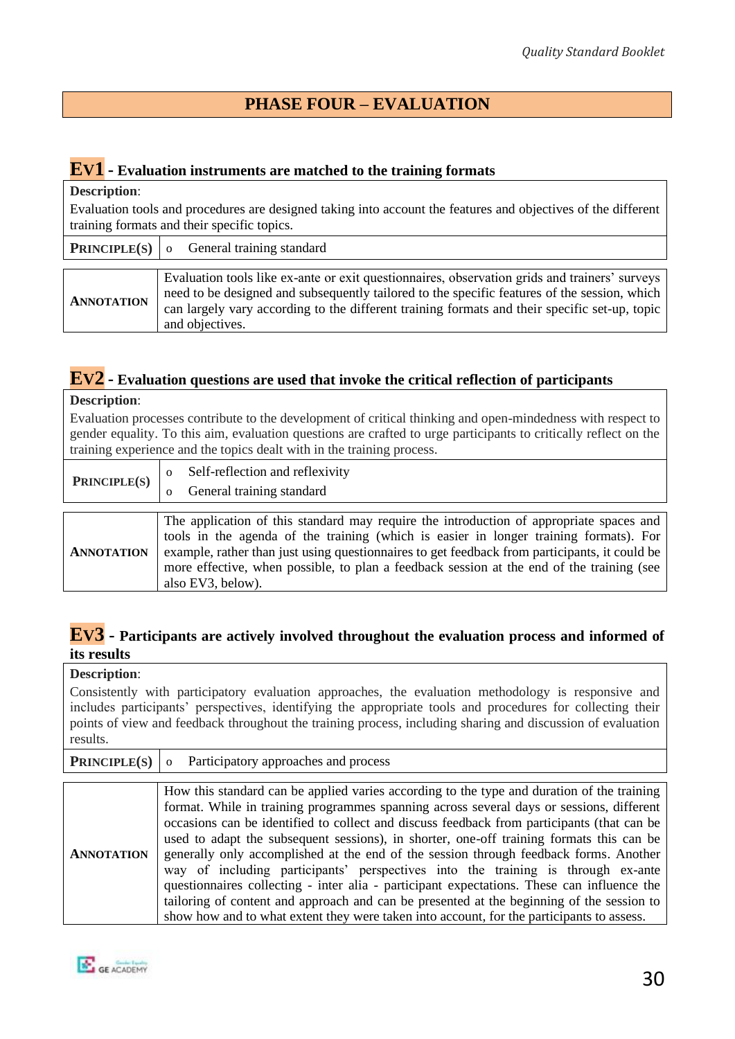## PHASE FOUR – EVALUATION

### Ev1 - Evaluation instruments are matched to the training formats

**Description**:

Evaluation tools and procedures are designed taking into account the features and objectives of the different training formats and their specific topics.

| PRINCIPLE(S) | o General training standard |
|---|---|

| ANNOTATION | Evaluation tools like ex-ante or exit questionnaires, observation grids and trainers' surveys need to be designed and subsequently tailored to the specific features of the session, which can largely vary according to the different training formats and their specific set-up, topic and objectives. |
|---|---|

### Ev2 - Evaluation questions are used that invoke the critical reflection of participants

**Description**:

Evaluation processes contribute to the development of critical thinking and open-mindedness with respect to gender equality. To this aim, evaluation questions are crafted to urge participants to critically reflect on the training experience and the topics dealt with in the training process.

| PRINCIPLE(S) | o Self-reflection and reflexivity<br>o General training standard |
|---|---|

| ANNOTATION | The application of this standard may require the introduction of appropriate spaces and tools in the agenda of the training (which is easier in longer training formats). For example, rather than just using questionnaires to get feedback from participants, it could be more effective, when possible, to plan a feedback session at the end of the training (see also EV3, below). |
|---|---|

### Ev3 - Participants are actively involved throughout the evaluation process and informed of its results

**Description**:

Consistently with participatory evaluation approaches, the evaluation methodology is responsive and includes participants' perspectives, identifying the appropriate tools and procedures for collecting their points of view and feedback throughout the training process, including sharing and discussion of evaluation results.

| PRINCIPLE(S) | o Participatory approaches and process |
|---|---|

| ANNOTATION | How this standard can be applied varies according to the type and duration of the training format. While in training programmes spanning across several days or sessions, different occasions can be identified to collect and discuss feedback from participants (that can be used to adapt the subsequent sessions), in shorter, one-off training formats this can be generally only accomplished at the end of the session through feedback forms. Another way of including participants' perspectives into the training is through ex-ante questionnaires collecting - inter alia - participant expectations. These can influence the tailoring of content and approach and can be presented at the beginning of the session to show how and to what extent they were taken into account, for the participants to assess. |
|---|---|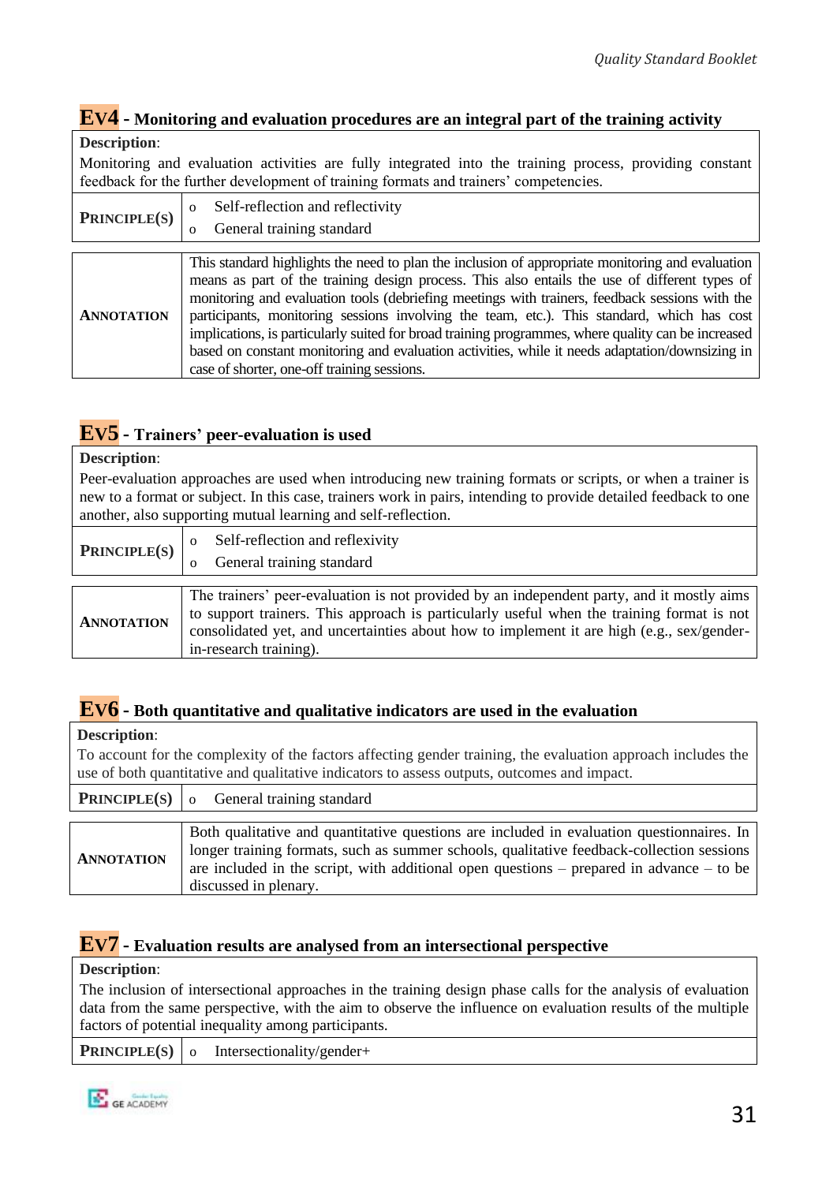## Ev4 - Monitoring and evaluation procedures are an integral part of the training activity

**Description**:
Monitoring and evaluation activities are fully integrated into the training process, providing constant feedback for the further development of training formats and trainers' competencies.

| **PRINCIPLE(S)** | <ul><li>Self-reflection and reflectivity</li><li>General training standard</li></ul> |
|---|---|
| **ANNOTATION** | This standard highlights the need to plan the inclusion of appropriate monitoring and evaluation means as part of the training design process. This also entails the use of different types of monitoring and evaluation tools (debriefing meetings with trainers, feedback sessions with the participants, monitoring sessions involving the team, etc.). This standard, which has cost implications, is particularly suited for broad training programmes, where quality can be increased based on constant monitoring and evaluation activities, while it needs adaptation/downsizing in case of shorter, one-off training sessions. |

## Ev5 - Trainers' peer-evaluation is used

**Description**:
Peer-evaluation approaches are used when introducing new training formats or scripts, or when a trainer is new to a format or subject. In this case, trainers work in pairs, intending to provide detailed feedback to one another, also supporting mutual learning and self-reflection.

| **PRINCIPLE(S)** | <ul><li>Self-reflection and reflexivity</li><li>General training standard</li></ul> |
|---|---|
| **ANNOTATION** | The trainers' peer-evaluation is not provided by an independent party, and it mostly aims to support trainers. This approach is particularly useful when the training format is not consolidated yet, and uncertainties about how to implement it are high (e.g., sex/gender-in-research training). |

## Ev6 - Both quantitative and qualitative indicators are used in the evaluation

**Description**:
To account for the complexity of the factors affecting gender training, the evaluation approach includes the use of both quantitative and qualitative indicators to assess outputs, outcomes and impact.

| **PRINCIPLE(S)** | <ul><li>General training standard</li></ul> |
|---|---|
| **ANNOTATION** | Both qualitative and quantitative questions are included in evaluation questionnaires. In longer training formats, such as summer schools, qualitative feedback-collection sessions are included in the script, with additional open questions – prepared in advance – to be discussed in plenary. |

## Ev7 - Evaluation results are analysed from an intersectional perspective

**Description**:
The inclusion of intersectional approaches in the training design phase calls for the analysis of evaluation data from the same perspective, with the aim to observe the influence on evaluation results of the multiple factors of potential inequality among participants.

| **PRINCIPLE(S)** | <ul><li>Intersectionality/gender+</li></ul> |
|---|---|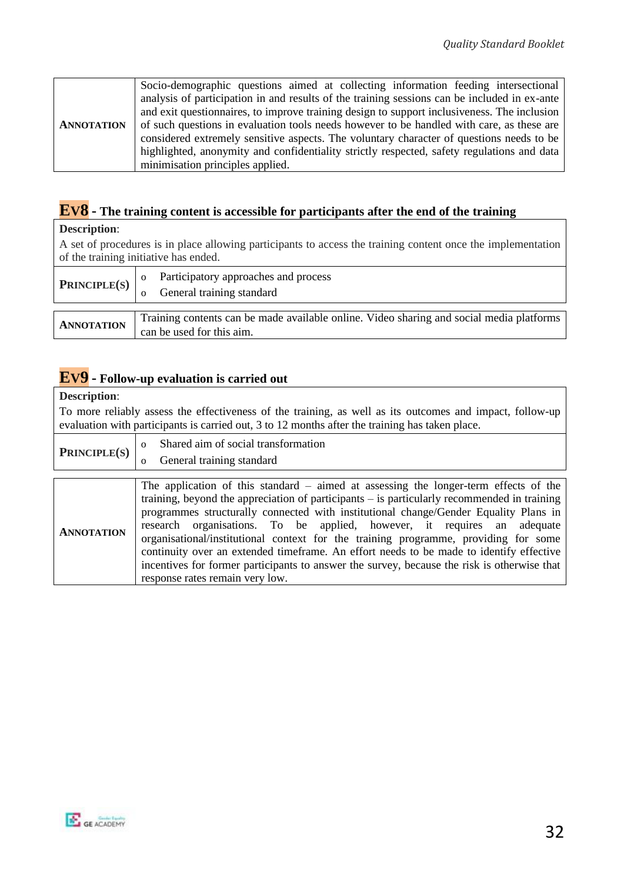| | |
|---|---|
| **ANNOTATION** | Socio-demographic questions aimed at collecting information feeding intersectional analysis of participation in and results of the training sessions can be included in ex-ante and exit questionnaires, to improve training design to support inclusiveness. The inclusion of such questions in evaluation tools needs however to be handled with care, as these are considered extremely sensitive aspects. The voluntary character of questions needs to be highlighted, anonymity and confidentiality strictly respected, safety regulations and data minimisation principles applied. |

## Ev8 - The training content is accessible for participants after the end of the training

**Description**:

A set of procedures is in place allowing participants to access the training content once the implementation of the training initiative has ended.

| | |
|---|---|
| **PRINCIPLE(S)** | o Participatory approaches and process<br>o General training standard |

| | |
|---|---|
| **ANNOTATION** | Training contents can be made available online. Video sharing and social media platforms can be used for this aim. |

## Ev9 - Follow-up evaluation is carried out

**Description**:

To more reliably assess the effectiveness of the training, as well as its outcomes and impact, follow-up evaluation with participants is carried out, 3 to 12 months after the training has taken place.

| | |
|---|---|
| **PRINCIPLE(S)** | o Shared aim of social transformation<br>o General training standard |

| | |
|---|---|
| **ANNOTATION** | The application of this standard – aimed at assessing the longer-term effects of the training, beyond the appreciation of participants – is particularly recommended in training programmes structurally connected with institutional change/Gender Equality Plans in research organisations. To be applied, however, it requires an adequate organisational/institutional context for the training programme, providing for some continuity over an extended timeframe. An effort needs to be made to identify effective incentives for former participants to answer the survey, because the risk is otherwise that response rates remain very low. |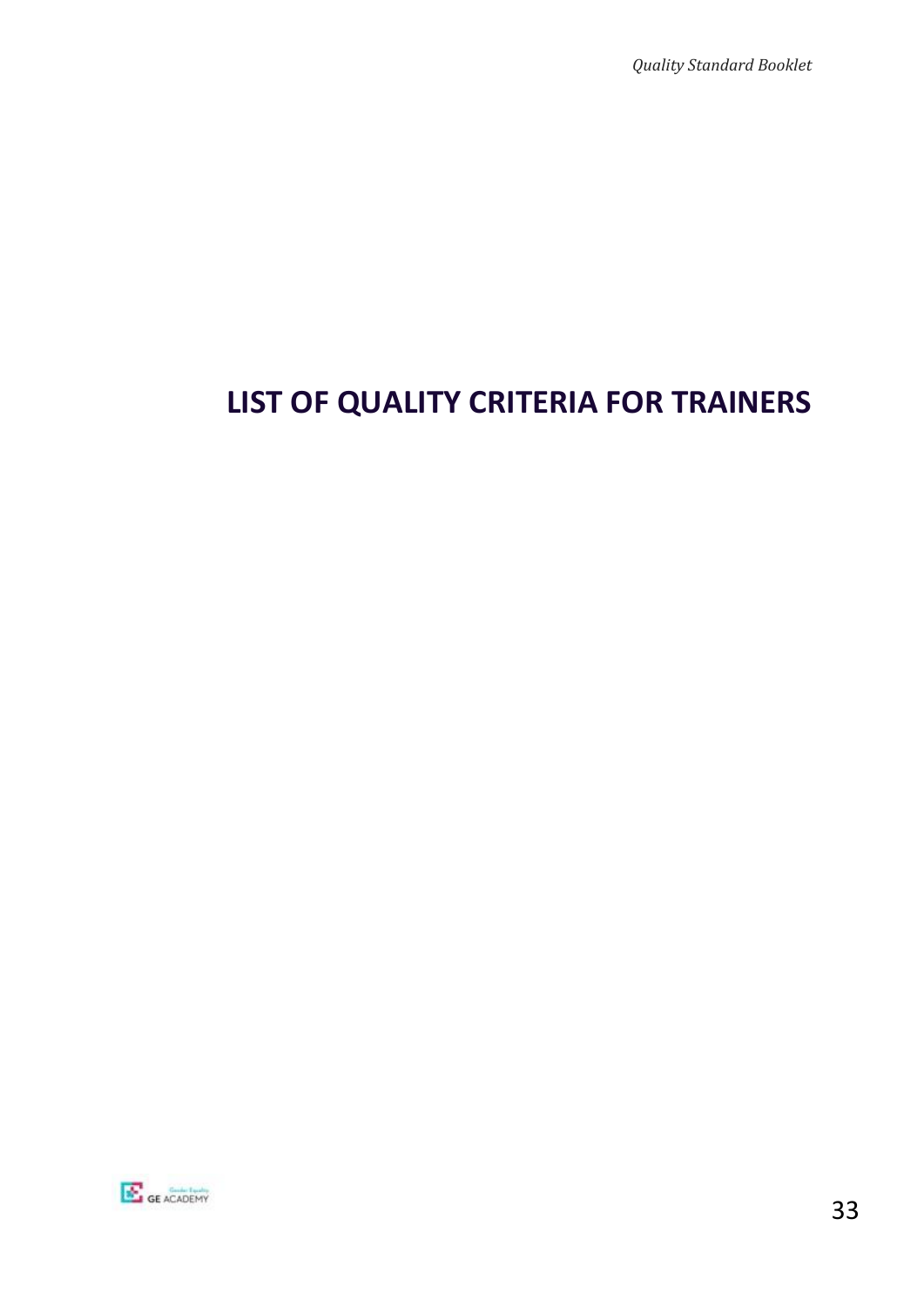# LIST OF QUALITY CRITERIA FOR TRAINERS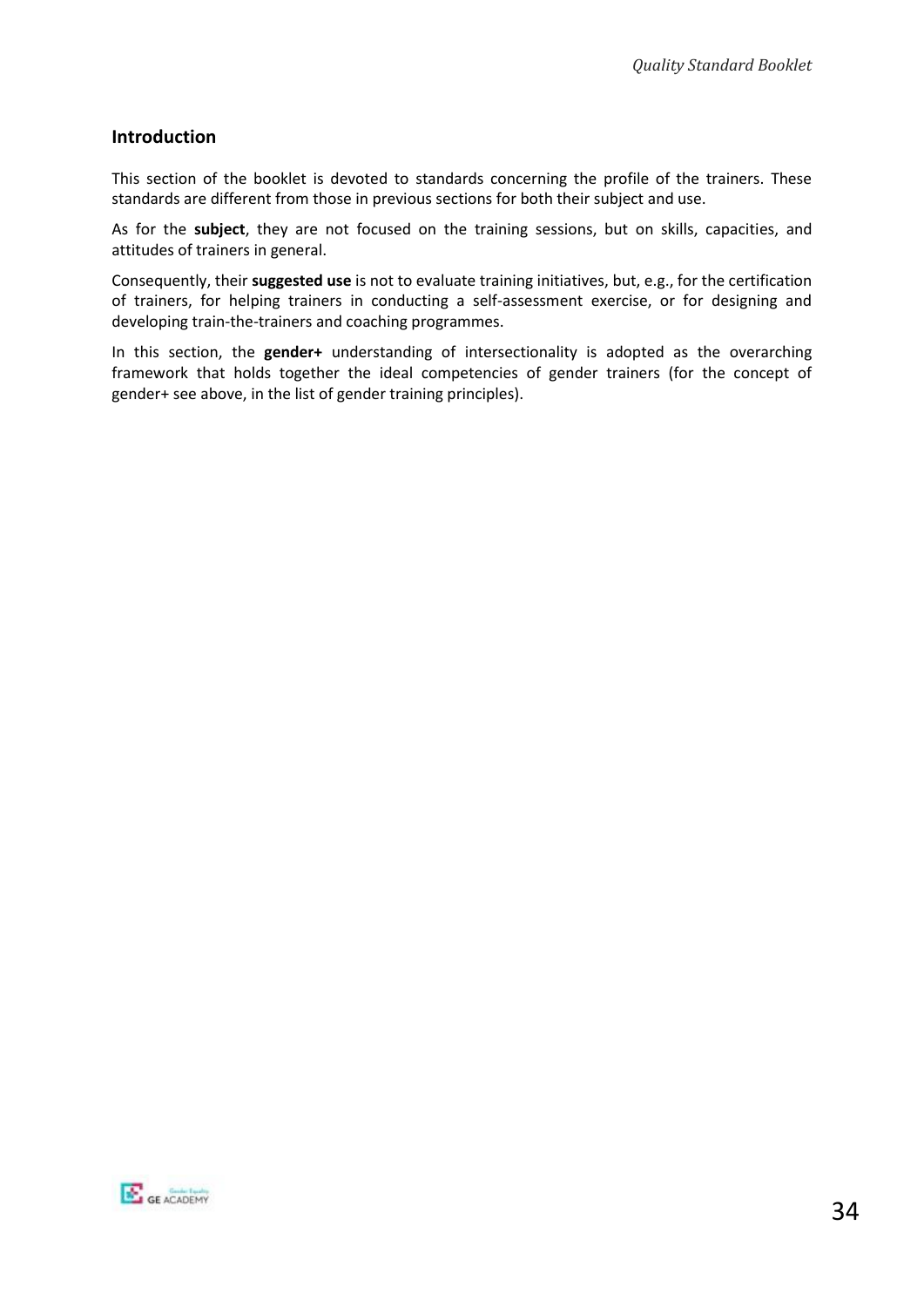## Introduction

This section of the booklet is devoted to standards concerning the profile of the trainers. These standards are different from those in previous sections for both their subject and use.

As for the **subject**, they are not focused on the training sessions, but on skills, capacities, and attitudes of trainers in general.

Consequently, their **suggested use** is not to evaluate training initiatives, but, e.g., for the certification of trainers, for helping trainers in conducting a self-assessment exercise, or for designing and developing train-the-trainers and coaching programmes.

In this section, the **gender+** understanding of intersectionality is adopted as the overarching framework that holds together the ideal competencies of gender trainers (for the concept of gender+ see above, in the list of gender training principles).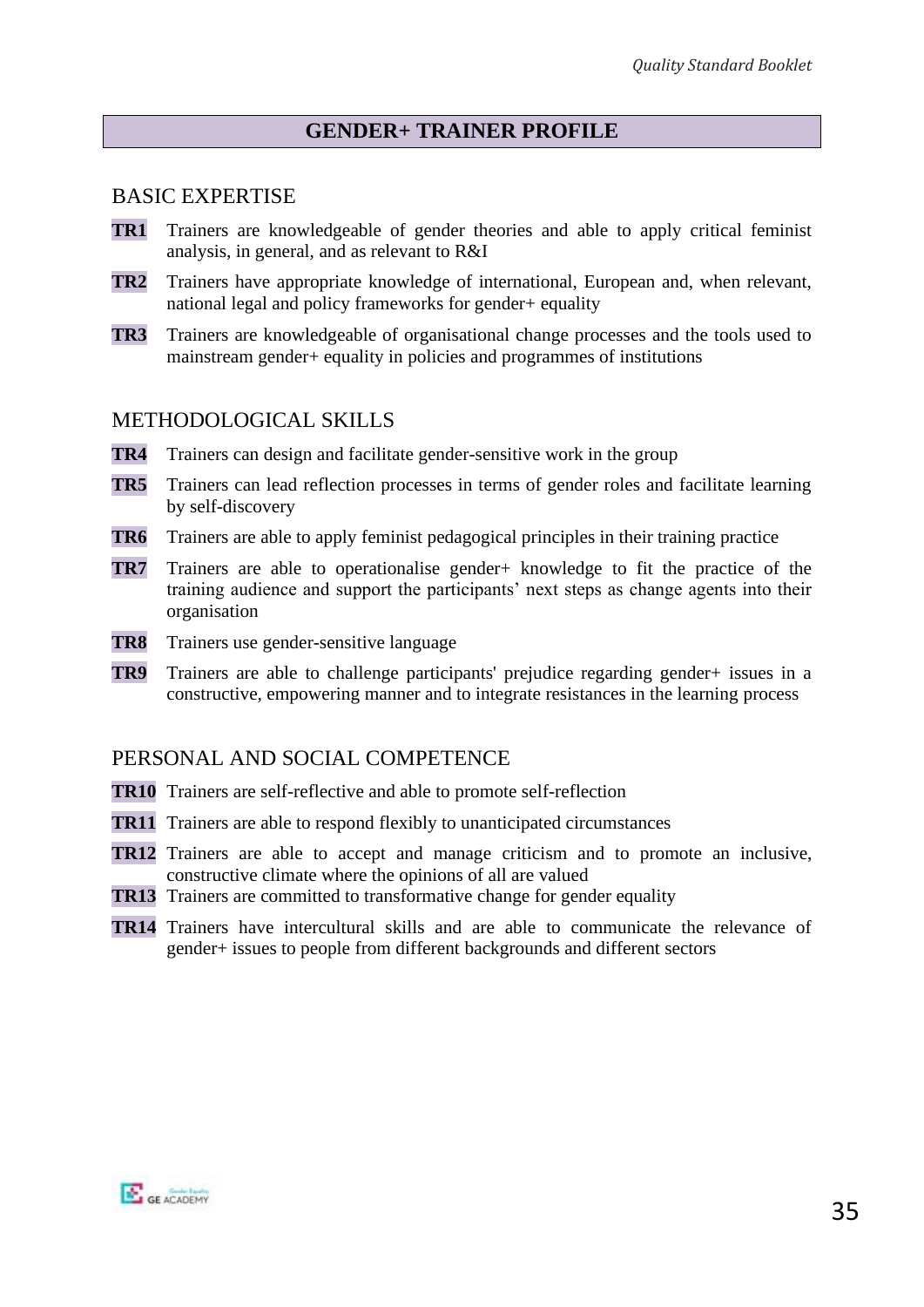## GENDER+ TRAINER PROFILE

### BASIC EXPERTISE

**TR1** Trainers are knowledgeable of gender theories and able to apply critical feminist analysis, in general, and as relevant to R&I

**TR2** Trainers have appropriate knowledge of international, European and, when relevant, national legal and policy frameworks for gender+ equality

**TR3** Trainers are knowledgeable of organisational change processes and the tools used to mainstream gender+ equality in policies and programmes of institutions

### METHODOLOGICAL SKILLS

**TR4** Trainers can design and facilitate gender-sensitive work in the group

**TR5** Trainers can lead reflection processes in terms of gender roles and facilitate learning by self-discovery

**TR6** Trainers are able to apply feminist pedagogical principles in their training practice

**TR7** Trainers are able to operationalise gender+ knowledge to fit the practice of the training audience and support the participants' next steps as change agents into their organisation

**TR8** Trainers use gender-sensitive language

**TR9** Trainers are able to challenge participants' prejudice regarding gender+ issues in a constructive, empowering manner and to integrate resistances in the learning process

### PERSONAL AND SOCIAL COMPETENCE

**TR10** Trainers are self-reflective and able to promote self-reflection

**TR11** Trainers are able to respond flexibly to unanticipated circumstances

**TR12** Trainers are able to accept and manage criticism and to promote an inclusive, constructive climate where the opinions of all are valued

**TR13** Trainers are committed to transformative change for gender equality

**TR14** Trainers have intercultural skills and are able to communicate the relevance of gender+ issues to people from different backgrounds and different sectors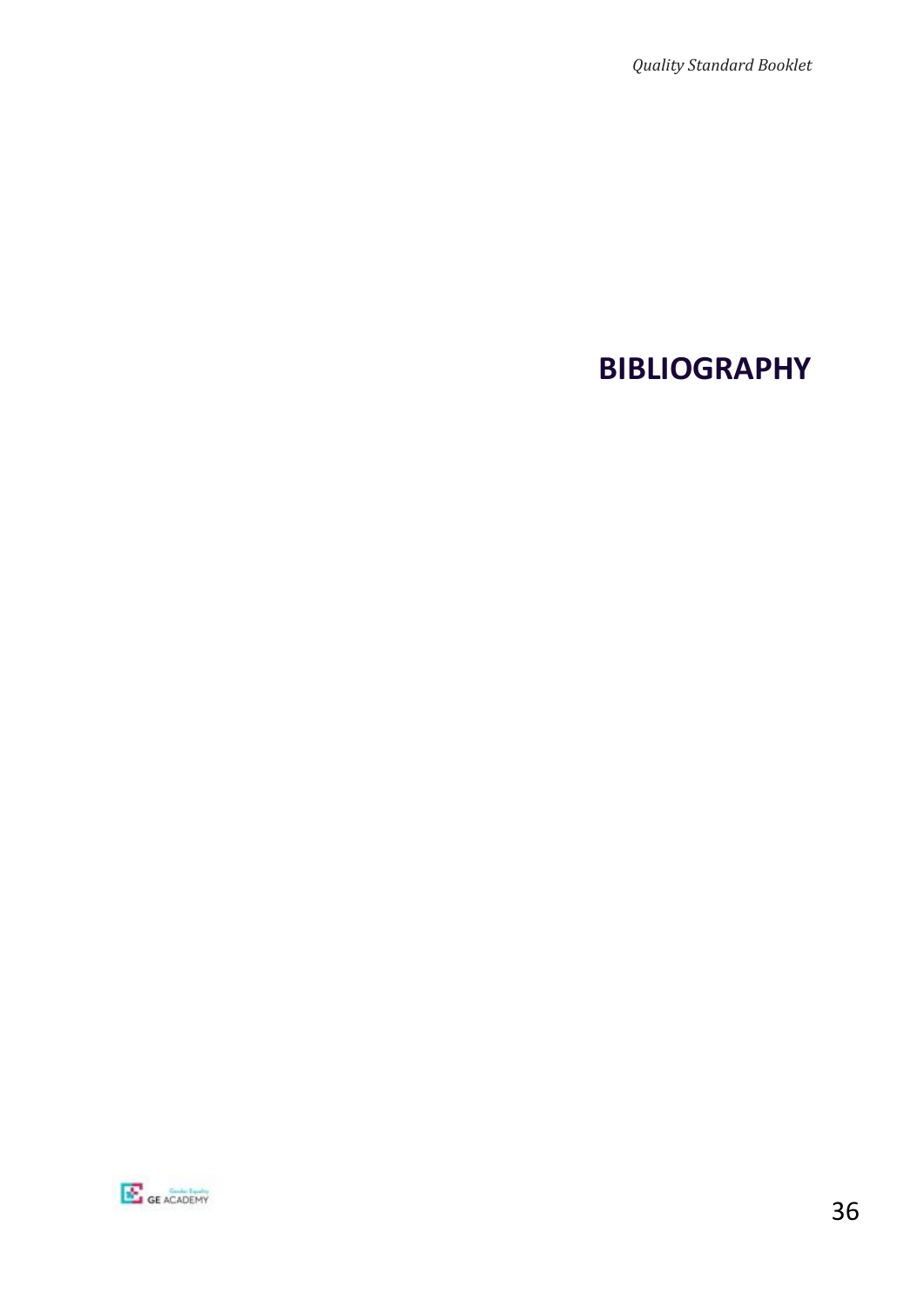# BIBLIOGRAPHY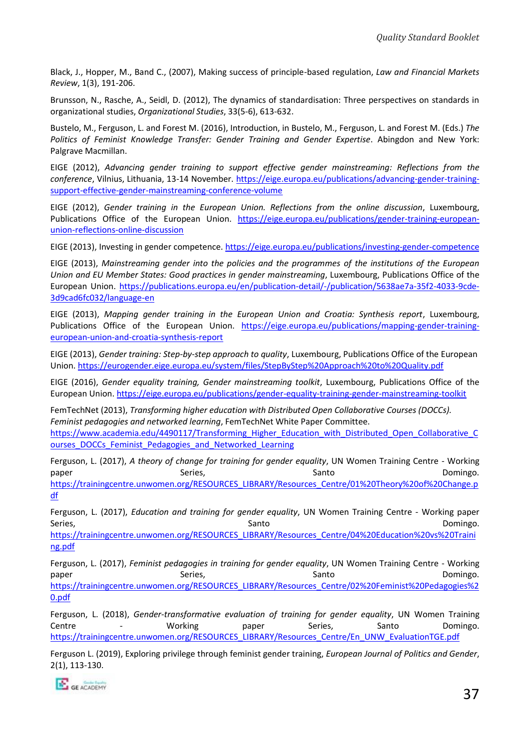Black, J., Hopper, M., Band C., (2007), Making success of principle-based regulation, *Law and Financial Markets Review*, 1(3), 191-206.

Brunsson, N., Rasche, A., Seidl, D. (2012), The dynamics of standardisation: Three perspectives on standards in organizational studies, *Organizational Studies*, 33(5-6), 613-632.

Bustelo, M., Ferguson, L. and Forest M. (2016), Introduction, in Bustelo, M., Ferguson, L. and Forest M. (Eds.) *The Politics of Feminist Knowledge Transfer: Gender Training and Gender Expertise*. Abingdon and New York: Palgrave Macmillan.

EIGE (2012), *Advancing gender training to support effective gender mainstreaming: Reflections from the conference*, Vilnius, Lithuania, 13-14 November. https://eige.europa.eu/publications/advancing-gender-training-support-effective-gender-mainstreaming-conference-volume

EIGE (2012), *Gender training in the European Union. Reflections from the online discussion*, Luxembourg, Publications Office of the European Union. https://eige.europa.eu/publications/gender-training-european-union-reflections-online-discussion

EIGE (2013), Investing in gender competence. https://eige.europa.eu/publications/investing-gender-competence

EIGE (2013), *Mainstreaming gender into the policies and the programmes of the institutions of the European Union and EU Member States: Good practices in gender mainstreaming*, Luxembourg, Publications Office of the European Union. https://publications.europa.eu/en/publication-detail/-/publication/5638ae7a-35f2-4033-9cde-3d9cad6fc032/language-en

EIGE (2013), *Mapping gender training in the European Union and Croatia: Synthesis report*, Luxembourg, Publications Office of the European Union. https://eige.europa.eu/publications/mapping-gender-training-european-union-and-croatia-synthesis-report

EIGE (2013), *Gender training: Step-by-step approach to quality*, Luxembourg, Publications Office of the European Union. https://eurogender.eige.europa.eu/system/files/StepByStep%20Approach%20to%20Quality.pdf

EIGE (2016), *Gender equality training, Gender mainstreaming toolkit*, Luxembourg, Publications Office of the European Union. https://eige.europa.eu/publications/gender-equality-training-gender-mainstreaming-toolkit

FemTechNet (2013), *Transforming higher education with Distributed Open Collaborative Courses (DOCCs). Feminist pedagogies and networked learning*, FemTechNet White Paper Committee. https://www.academia.edu/4490117/Transforming_Higher_Education_with_Distributed_Open_Collaborative_Courses_DOCCs_Feminist_Pedagogies_and_Networked_Learning

Ferguson, L. (2017), *A theory of change for training for gender equality*, UN Women Training Centre - Working paper Series, Santo Domingo. https://trainingcentre.unwomen.org/RESOURCES_LIBRARY/Resources_Centre/01%20Theory%20of%20Change.pdf

Ferguson, L. (2017), *Education and training for gender equality*, UN Women Training Centre - Working paper Series, Santo Domingo. https://trainingcentre.unwomen.org/RESOURCES_LIBRARY/Resources_Centre/04%20Education%20vs%20Training.pdf

Ferguson, L. (2017), *Feminist pedagogies in training for gender equality*, UN Women Training Centre - Working paper Series, Santo Domingo. https://trainingcentre.unwomen.org/RESOURCES_LIBRARY/Resources_Centre/02%20Feminist%20Pedagogies%20.pdf

Ferguson, L. (2018), *Gender-transformative evaluation of training for gender equality*, UN Women Training Centre - Working paper Series, Santo Domingo. https://trainingcentre.unwomen.org/RESOURCES_LIBRARY/Resources_Centre/En_UNW_EvaluationTGE.pdf

Ferguson L. (2019), Exploring privilege through feminist gender training, *European Journal of Politics and Gender*, 2(1), 113-130.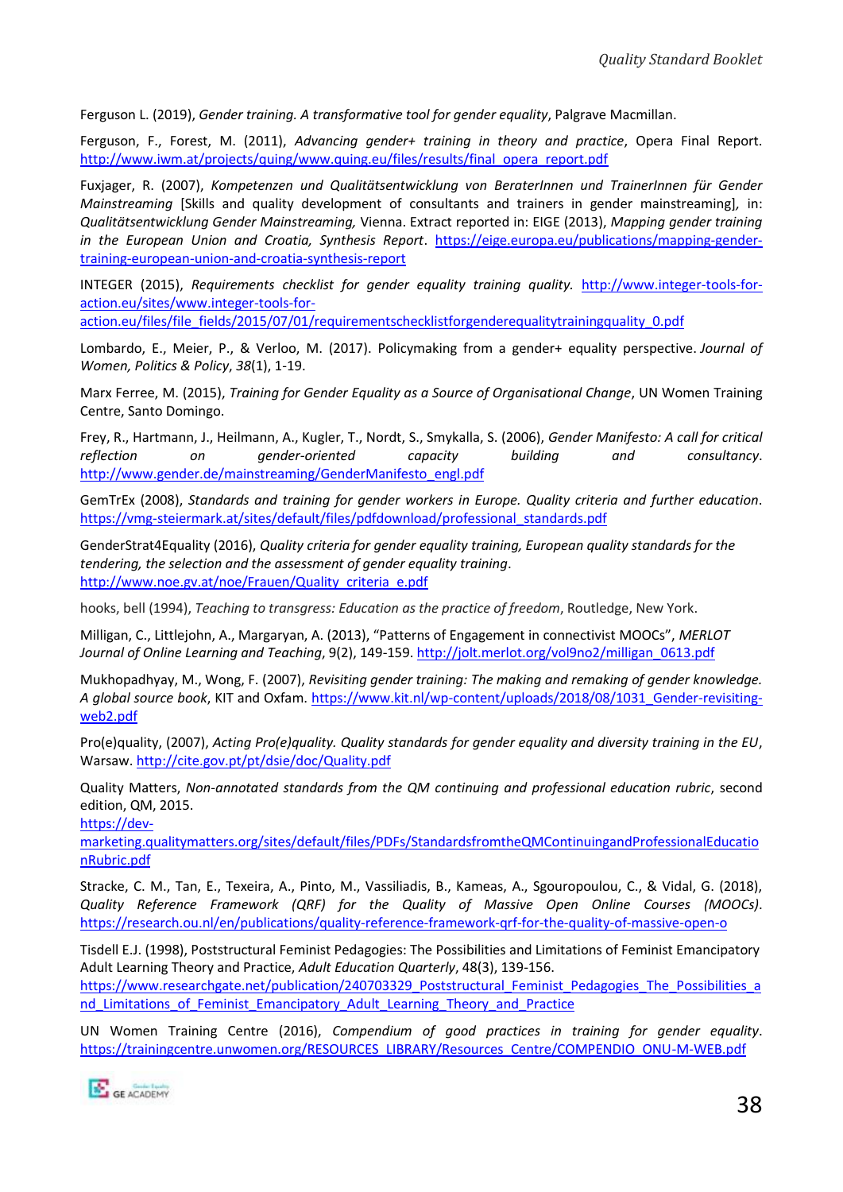Ferguson L. (2019), *Gender training. A transformative tool for gender equality*, Palgrave Macmillan.

Ferguson, F., Forest, M. (2011), *Advancing gender+ training in theory and practice*, Opera Final Report. http://www.iwm.at/projects/quing/www.quing.eu/files/results/final_opera_report.pdf

Fuxjager, R. (2007), *Kompetenzen und Qualitätsentwicklung von BeraterInnen und TrainerInnen für Gender Mainstreaming* [Skills and quality development of consultants and trainers in gender mainstreaming], in: *Qualitätsentwicklung Gender Mainstreaming,* Vienna. Extract reported in: EIGE (2013), *Mapping gender training in the European Union and Croatia, Synthesis Report*. https://eige.europa.eu/publications/mapping-gender-training-european-union-and-croatia-synthesis-report

INTEGER (2015), *Requirements checklist for gender equality training quality.* http://www.integer-tools-for-action.eu/sites/www.integer-tools-for-action.eu/files/file_fields/2015/07/01/requirementschecklistforgenderequalitytrainingquality_0.pdf

Lombardo, E., Meier, P., & Verloo, M. (2017). Policymaking from a gender+ equality perspective. *Journal of Women, Politics & Policy*, *38*(1), 1-19.

Marx Ferree, M. (2015), *Training for Gender Equality as a Source of Organisational Change*, UN Women Training Centre, Santo Domingo.

Frey, R., Hartmann, J., Heilmann, A., Kugler, T., Nordt, S., Smykalla, S. (2006), *Gender Manifesto: A call for critical reflection on gender-oriented capacity building and consultancy*. http://www.gender.de/mainstreaming/GenderManifesto_engl.pdf

GemTrEx (2008), *Standards and training for gender workers in Europe. Quality criteria and further education*. https://vmg-steiermark.at/sites/default/files/pdfdownload/professional_standards.pdf

GenderStrat4Equality (2016), *Quality criteria for gender equality training, European quality standards for the tendering, the selection and the assessment of gender equality training*. http://www.noe.gv.at/noe/Frauen/Quality_criteria_e.pdf

hooks, bell (1994), *Teaching to transgress: Education as the practice of freedom*, Routledge, New York.

Milligan, C., Littlejohn, A., Margaryan, A. (2013), "Patterns of Engagement in connectivist MOOCs", *MERLOT Journal of Online Learning and Teaching*, 9(2), 149-159. http://jolt.merlot.org/vol9no2/milligan_0613.pdf

Mukhopadhyay, M., Wong, F. (2007), *Revisiting gender training: The making and remaking of gender knowledge. A global source book*, KIT and Oxfam. https://www.kit.nl/wp-content/uploads/2018/08/1031_Gender-revisiting-web2.pdf

Pro(e)quality, (2007), *Acting Pro(e)quality. Quality standards for gender equality and diversity training in the EU*, Warsaw. http://cite.gov.pt/pt/dsie/doc/Quality.pdf

Quality Matters, *Non-annotated standards from the QM continuing and professional education rubric*, second edition, QM, 2015. https://dev-marketing.qualitymatters.org/sites/default/files/PDFs/StandardsfromtheQMContinuingandProfessionalEducationRubric.pdf

Stracke, C. M., Tan, E., Texeira, A., Pinto, M., Vassiliadis, B., Kameas, A., Sgouropoulou, C., & Vidal, G. (2018), *Quality Reference Framework (QRF) for the Quality of Massive Open Online Courses (MOOCs)*. https://research.ou.nl/en/publications/quality-reference-framework-qrf-for-the-quality-of-massive-open-o

Tisdell E.J. (1998), Poststructural Feminist Pedagogies: The Possibilities and Limitations of Feminist Emancipatory Adult Learning Theory and Practice, *Adult Education Quarterly*, 48(3), 139-156. https://www.researchgate.net/publication/240703329_Poststructural_Feminist_Pedagogies_The_Possibilities_and_Limitations_of_Feminist_Emancipatory_Adult_Learning_Theory_and_Practice

UN Women Training Centre (2016), *Compendium of good practices in training for gender equality*. https://trainingcentre.unwomen.org/RESOURCES_LIBRARY/Resources_Centre/COMPENDIO_ONU-M-WEB.pdf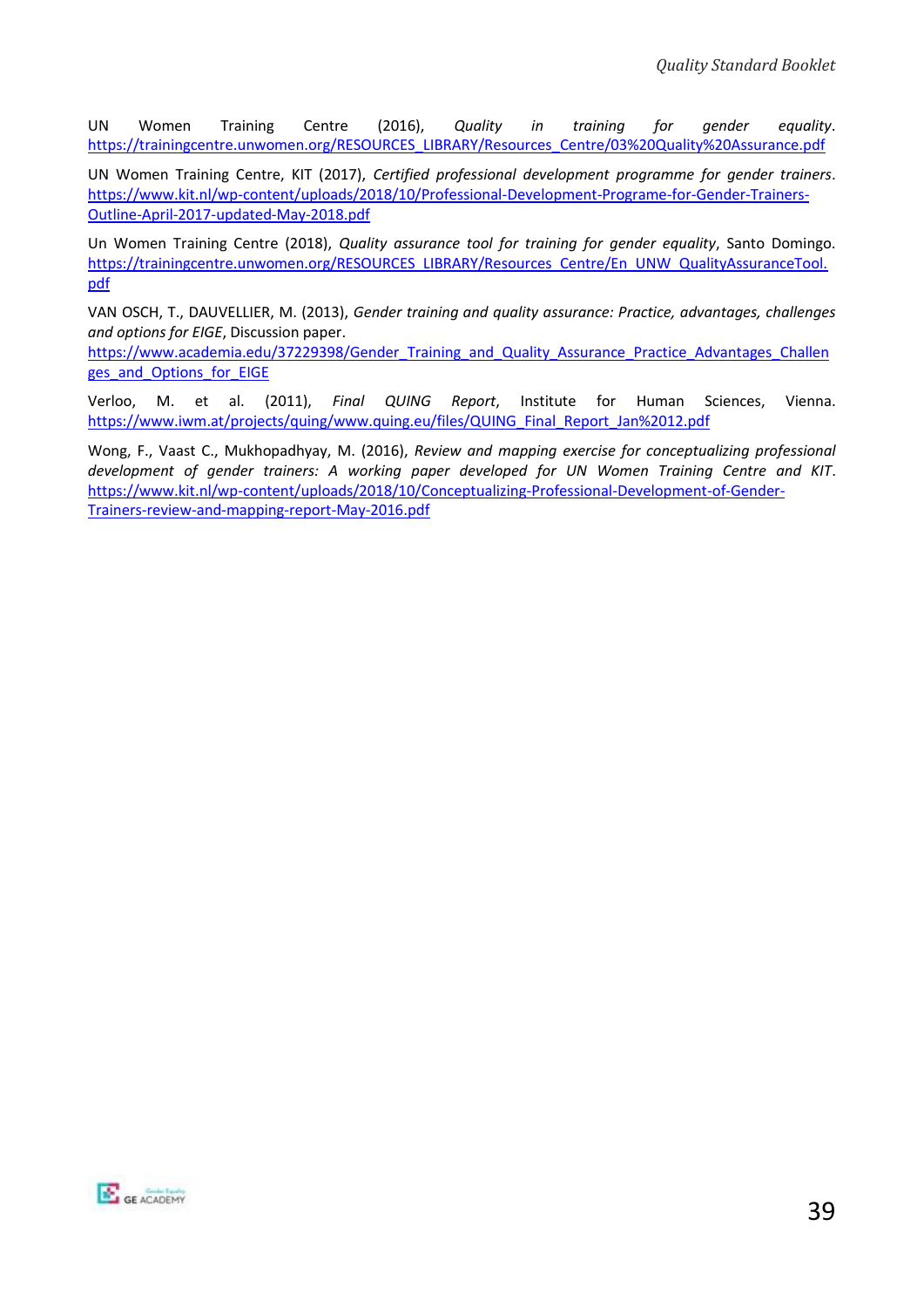UN Women Training Centre (2016), *Quality in training for gender equality*. https://trainingcentre.unwomen.org/RESOURCES_LIBRARY/Resources_Centre/03%20Quality%20Assurance.pdf

UN Women Training Centre, KIT (2017), *Certified professional development programme for gender trainers*. https://www.kit.nl/wp-content/uploads/2018/10/Professional-Development-Programe-for-Gender-Trainers-Outline-April-2017-updated-May-2018.pdf

Un Women Training Centre (2018), *Quality assurance tool for training for gender equality*, Santo Domingo. https://trainingcentre.unwomen.org/RESOURCES_LIBRARY/Resources_Centre/En_UNW_QualityAssuranceTool.pdf

VAN OSCH, T., DAUVELLIER, M. (2013), *Gender training and quality assurance: Practice, advantages, challenges and options for EIGE*, Discussion paper. https://www.academia.edu/37229398/Gender_Training_and_Quality_Assurance_Practice_Advantages_Challenges_and_Options_for_EIGE

Verloo, M. et al. (2011), *Final QUING Report*, Institute for Human Sciences, Vienna. https://www.iwm.at/projects/quing/www.quing.eu/files/QUING_Final_Report_Jan%2012.pdf

Wong, F., Vaast C., Mukhopadhyay, M. (2016), *Review and mapping exercise for conceptualizing professional development of gender trainers: A working paper developed for UN Women Training Centre and KIT*. https://www.kit.nl/wp-content/uploads/2018/10/Conceptualizing-Professional-Development-of-Gender-Trainers-review-and-mapping-report-May-2016.pdf